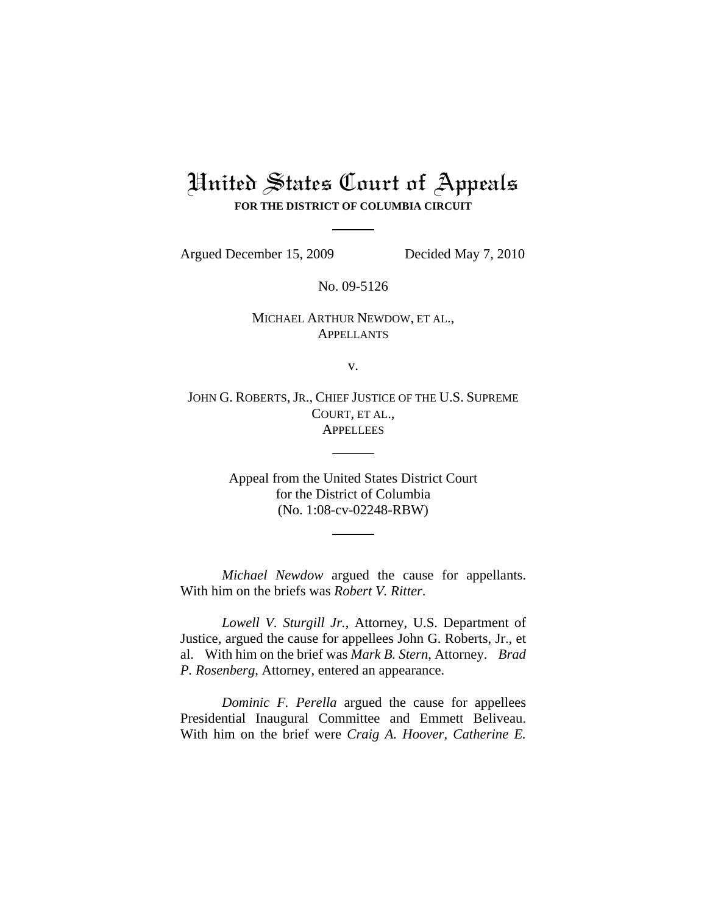# United States Court of Appeals

**FOR THE DISTRICT OF COLUMBIA CIRCUIT**

---

Argued December 15, 2009 Decided May 7, 2010

No. 09-5126

MICHAEL ARTHUR NEWDOW, ET AL.,
APPELLANTS

v.

JOHN G. ROBERTS, JR., CHIEF JUSTICE OF THE U.S. SUPREME COURT, ET AL.,
APPELLEES

---

Appeal from the United States District Court
for the District of Columbia
(No. 1:08-cv-02248-RBW)

---

*Michael Newdow* argued the cause for appellants. With him on the briefs was *Robert V. Ritter*.

*Lowell V. Sturgill Jr.*, Attorney, U.S. Department of Justice, argued the cause for appellees John G. Roberts, Jr., et al. With him on the brief was *Mark B. Stern*, Attorney. *Brad P. Rosenberg*, Attorney, entered an appearance.

*Dominic F. Perella* argued the cause for appellees Presidential Inaugural Committee and Emmett Beliveau. With him on the brief were *Craig A. Hoover*, *Catherine E.*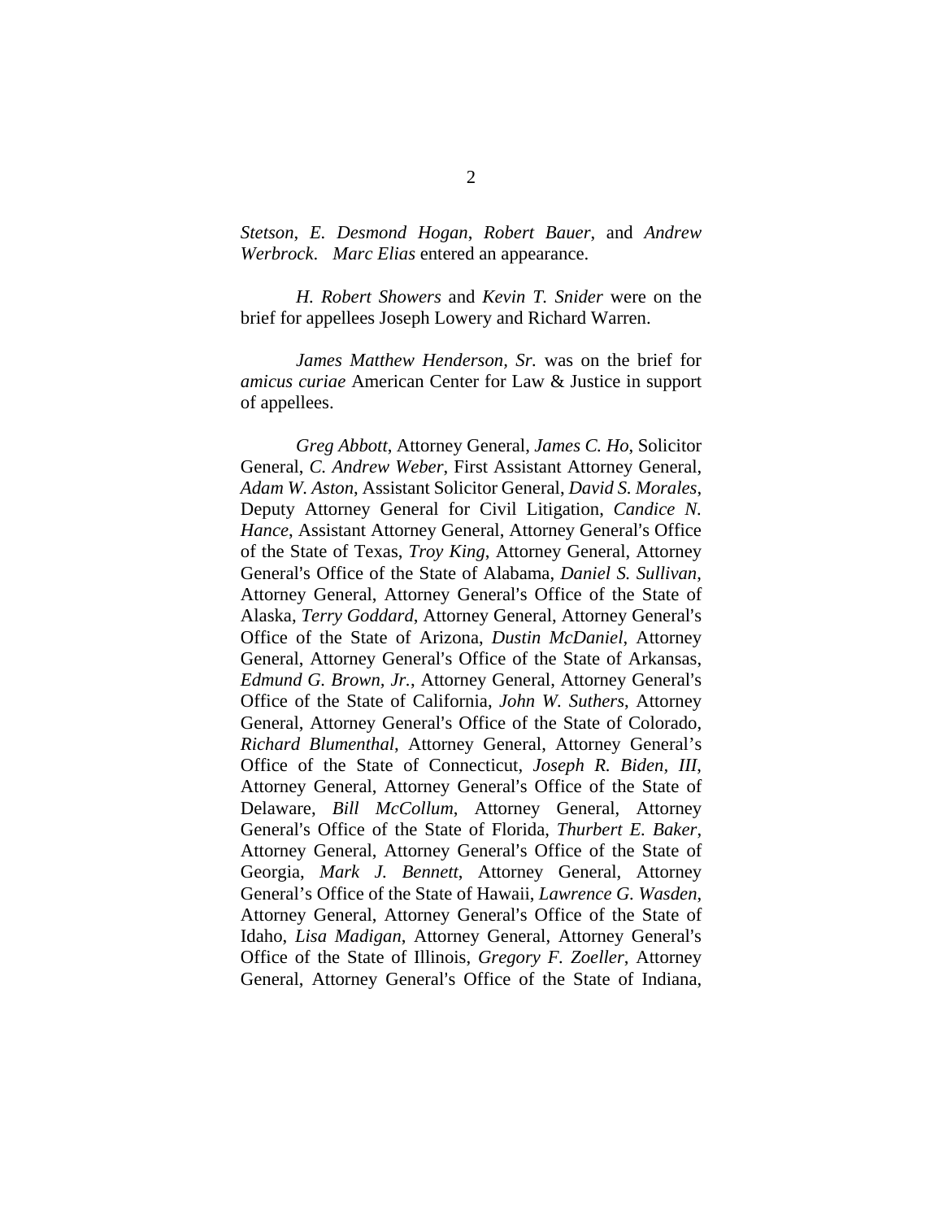*Stetson*, *E. Desmond Hogan*, *Robert Bauer*, and *Andrew Werbrock*. *Marc Elias* entered an appearance.

*H. Robert Showers* and *Kevin T. Snider* were on the brief for appellees Joseph Lowery and Richard Warren.

*James Matthew Henderson, Sr.* was on the brief for *amicus curiae* American Center for Law & Justice in support of appellees.

*Greg Abbott*, Attorney General, *James C. Ho*, Solicitor General, *C. Andrew Weber*, First Assistant Attorney General, *Adam W. Aston*, Assistant Solicitor General, *David S. Morales*, Deputy Attorney General for Civil Litigation, *Candice N. Hance*, Assistant Attorney General, Attorney General's Office of the State of Texas, *Troy King*, Attorney General, Attorney General's Office of the State of Alabama, *Daniel S. Sullivan*, Attorney General, Attorney General's Office of the State of Alaska, *Terry Goddard*, Attorney General, Attorney General's Office of the State of Arizona, *Dustin McDaniel*, Attorney General, Attorney General's Office of the State of Arkansas, *Edmund G. Brown, Jr.*, Attorney General, Attorney General's Office of the State of California, *John W. Suthers*, Attorney General, Attorney General's Office of the State of Colorado, *Richard Blumenthal*, Attorney General, Attorney General's Office of the State of Connecticut, *Joseph R. Biden, III*, Attorney General, Attorney General's Office of the State of Delaware, *Bill McCollum*, Attorney General, Attorney General's Office of the State of Florida, *Thurbert E. Baker*, Attorney General, Attorney General's Office of the State of Georgia, *Mark J. Bennett*, Attorney General, Attorney General's Office of the State of Hawaii, *Lawrence G. Wasden*, Attorney General, Attorney General's Office of the State of Idaho, *Lisa Madigan*, Attorney General, Attorney General's Office of the State of Illinois, *Gregory F. Zoeller*, Attorney General, Attorney General's Office of the State of Indiana,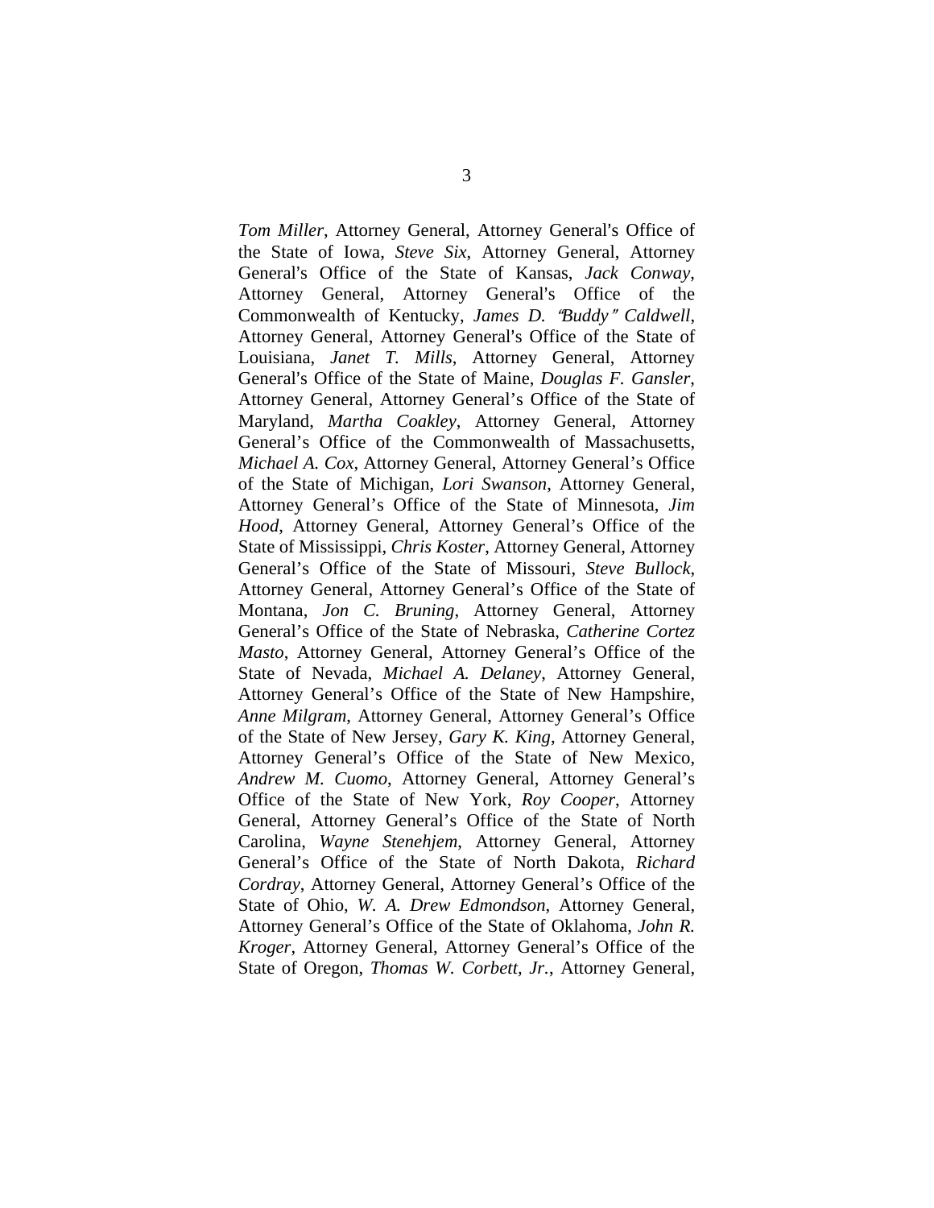*Tom Miller*, Attorney General, Attorney General's Office of the State of Iowa, *Steve Six*, Attorney General, Attorney General's Office of the State of Kansas, *Jack Conway*, Attorney General, Attorney General's Office of the Commonwealth of Kentucky, *James D. "Buddy" Caldwell*, Attorney General, Attorney General's Office of the State of Louisiana, *Janet T. Mills*, Attorney General, Attorney General's Office of the State of Maine, *Douglas F. Gansler*, Attorney General, Attorney General's Office of the State of Maryland, *Martha Coakley*, Attorney General, Attorney General's Office of the Commonwealth of Massachusetts, *Michael A. Cox*, Attorney General, Attorney General's Office of the State of Michigan, *Lori Swanson*, Attorney General, Attorney General's Office of the State of Minnesota, *Jim Hood*, Attorney General, Attorney General's Office of the State of Mississippi, *Chris Koster*, Attorney General, Attorney General's Office of the State of Missouri, *Steve Bullock*, Attorney General, Attorney General's Office of the State of Montana, *Jon C. Bruning*, Attorney General, Attorney General's Office of the State of Nebraska, *Catherine Cortez Masto*, Attorney General, Attorney General's Office of the State of Nevada, *Michael A. Delaney*, Attorney General, Attorney General's Office of the State of New Hampshire, *Anne Milgram*, Attorney General, Attorney General's Office of the State of New Jersey, *Gary K. King*, Attorney General, Attorney General's Office of the State of New Mexico, *Andrew M. Cuomo*, Attorney General, Attorney General's Office of the State of New York, *Roy Cooper*, Attorney General, Attorney General's Office of the State of North Carolina, *Wayne Stenehjem*, Attorney General, Attorney General's Office of the State of North Dakota, *Richard Cordray*, Attorney General, Attorney General's Office of the State of Ohio, *W. A. Drew Edmondson*, Attorney General, Attorney General's Office of the State of Oklahoma, *John R. Kroger*, Attorney General, Attorney General's Office of the State of Oregon, *Thomas W. Corbett, Jr.*, Attorney General,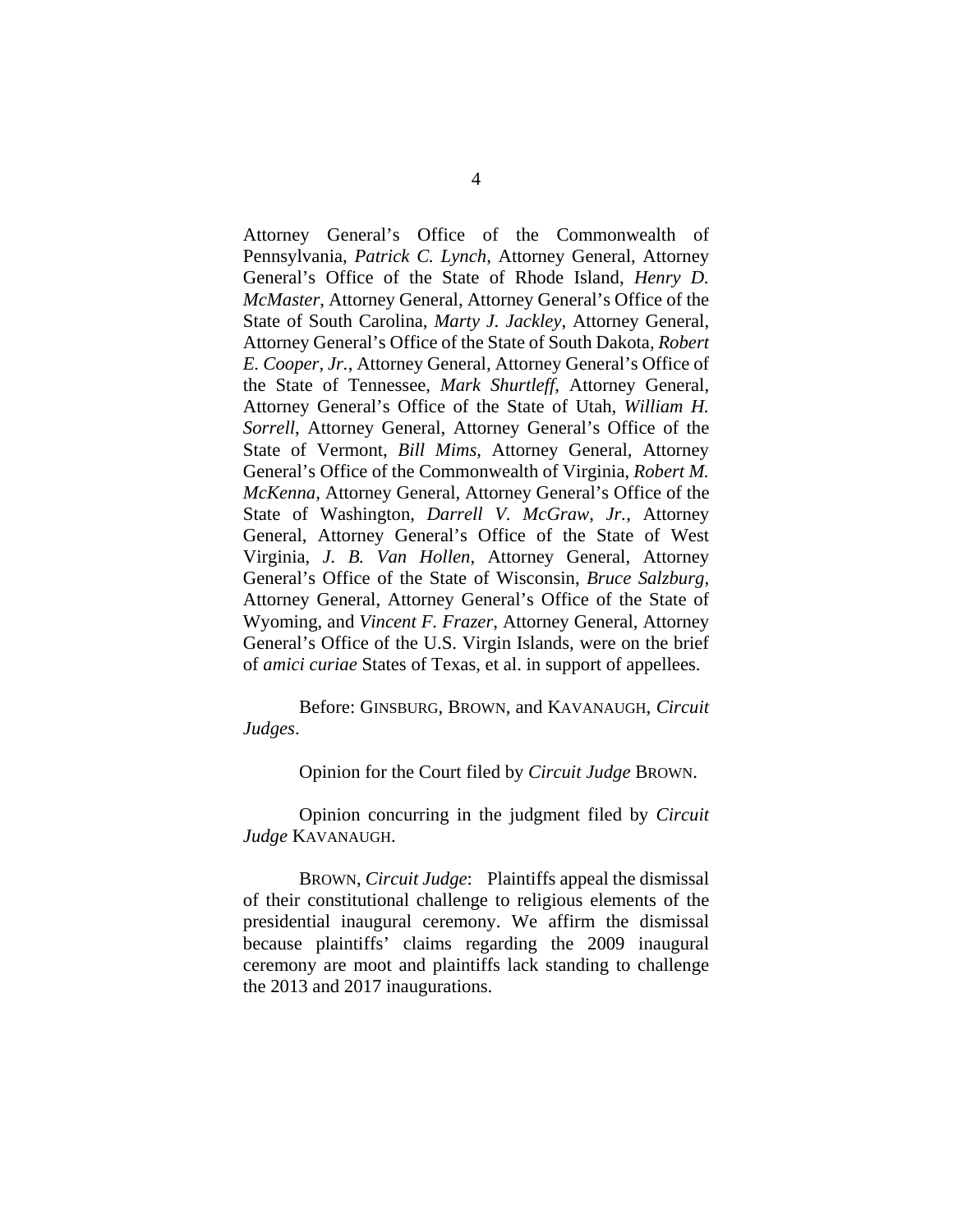Attorney General's Office of the Commonwealth of Pennsylvania, *Patrick C. Lynch*, Attorney General, Attorney General's Office of the State of Rhode Island, *Henry D. McMaster*, Attorney General, Attorney General's Office of the State of South Carolina, *Marty J. Jackley*, Attorney General, Attorney General's Office of the State of South Dakota, *Robert E. Cooper, Jr.*, Attorney General, Attorney General's Office of the State of Tennessee, *Mark Shurtleff*, Attorney General, Attorney General's Office of the State of Utah, *William H. Sorrell*, Attorney General, Attorney General's Office of the State of Vermont, *Bill Mims*, Attorney General, Attorney General's Office of the Commonwealth of Virginia, *Robert M. McKenna*, Attorney General, Attorney General's Office of the State of Washington, *Darrell V. McGraw, Jr.*, Attorney General, Attorney General's Office of the State of West Virginia, *J. B. Van Hollen*, Attorney General, Attorney General's Office of the State of Wisconsin, *Bruce Salzburg*, Attorney General, Attorney General's Office of the State of Wyoming, and *Vincent F. Frazer*, Attorney General, Attorney General's Office of the U.S. Virgin Islands, were on the brief of *amici curiae* States of Texas, et al. in support of appellees.

Before: GINSBURG, BROWN, and KAVANAUGH, *Circuit Judges*.

Opinion for the Court filed by *Circuit Judge* BROWN.

Opinion concurring in the judgment filed by *Circuit Judge* KAVANAUGH.

BROWN, *Circuit Judge*: Plaintiffs appeal the dismissal of their constitutional challenge to religious elements of the presidential inaugural ceremony. We affirm the dismissal because plaintiffs' claims regarding the 2009 inaugural ceremony are moot and plaintiffs lack standing to challenge the 2013 and 2017 inaugurations.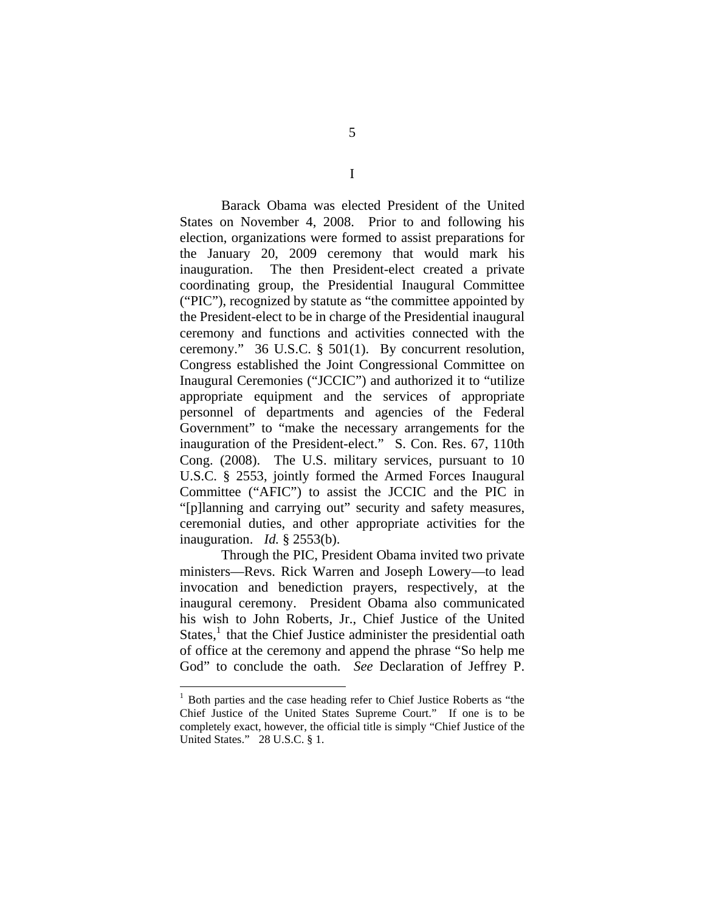# I

Barack Obama was elected President of the United States on November 4, 2008. Prior to and following his election, organizations were formed to assist preparations for the January 20, 2009 ceremony that would mark his inauguration. The then President-elect created a private coordinating group, the Presidential Inaugural Committee ("PIC"), recognized by statute as "the committee appointed by the President-elect to be in charge of the Presidential inaugural ceremony and functions and activities connected with the ceremony." 36 U.S.C. § 501(1). By concurrent resolution, Congress established the Joint Congressional Committee on Inaugural Ceremonies ("JCCIC") and authorized it to "utilize appropriate equipment and the services of appropriate personnel of departments and agencies of the Federal Government" to "make the necessary arrangements for the inauguration of the President-elect." S. Con. Res. 67, 110th Cong. (2008). The U.S. military services, pursuant to 10 U.S.C. § 2553, jointly formed the Armed Forces Inaugural Committee ("AFIC") to assist the JCCIC and the PIC in "[p]lanning and carrying out" security and safety measures, ceremonial duties, and other appropriate activities for the inauguration. *Id.* § 2553(b).

Through the PIC, President Obama invited two private ministers—Revs. Rick Warren and Joseph Lowery—to lead invocation and benediction prayers, respectively, at the inaugural ceremony. President Obama also communicated his wish to John Roberts, Jr., Chief Justice of the United States,[1] that the Chief Justice administer the presidential oath of office at the ceremony and append the phrase "So help me God" to conclude the oath. *See* Declaration of Jeffrey P.

---

[1] Both parties and the case heading refer to Chief Justice Roberts as "the Chief Justice of the United States Supreme Court." If one is to be completely exact, however, the official title is simply "Chief Justice of the United States." 28 U.S.C. § 1.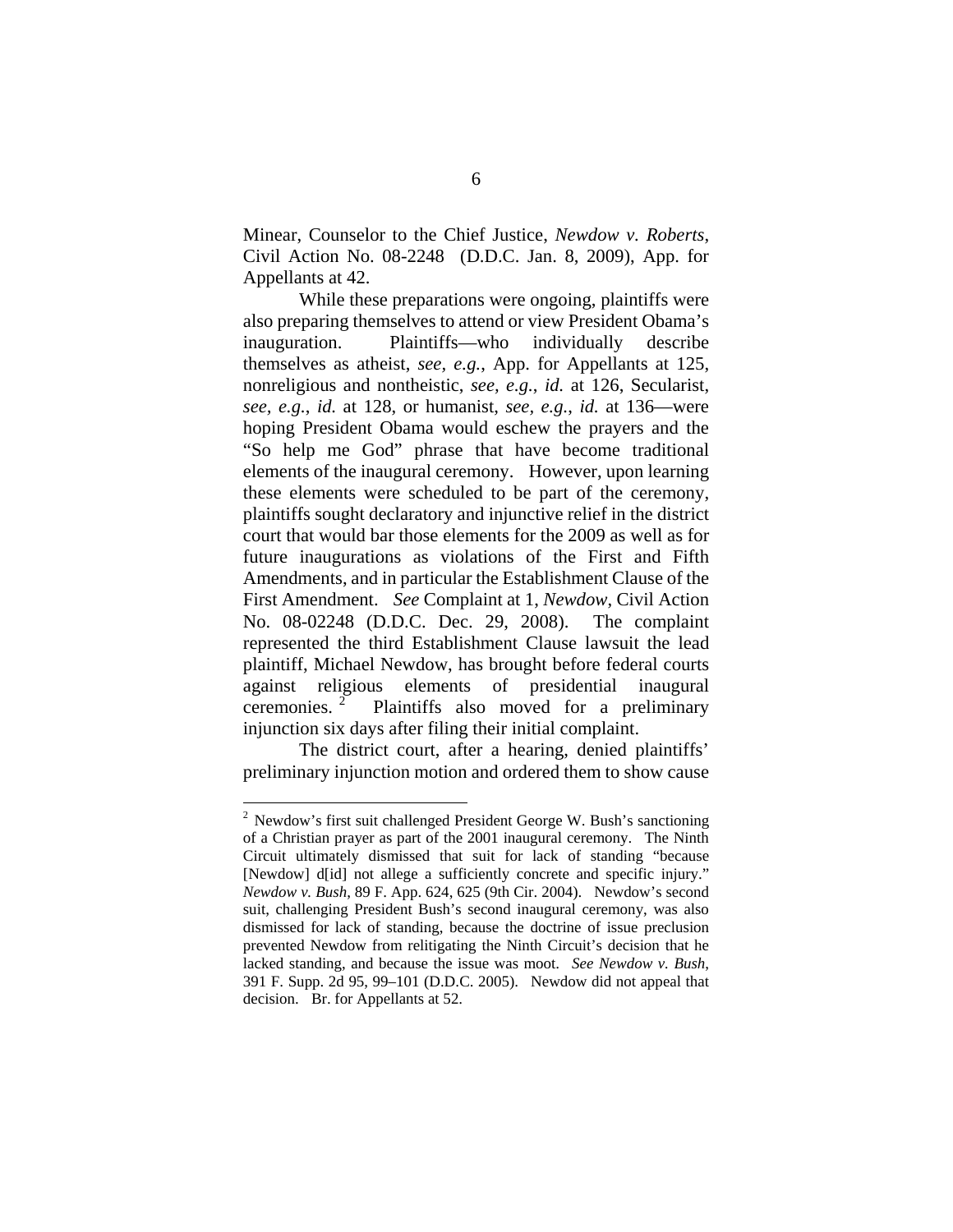Minear, Counselor to the Chief Justice, *Newdow v. Roberts*, Civil Action No. 08-2248 (D.D.C. Jan. 8, 2009), App. for Appellants at 42.

While these preparations were ongoing, plaintiffs were also preparing themselves to attend or view President Obama's inauguration. Plaintiffs—who individually describe themselves as atheist, *see, e.g.*, App. for Appellants at 125, nonreligious and nontheistic, *see, e.g.*, *id.* at 126, Secularist, *see, e.g.*, *id.* at 128, or humanist, *see, e.g.*, *id.* at 136—were hoping President Obama would eschew the prayers and the "So help me God" phrase that have become traditional elements of the inaugural ceremony. However, upon learning these elements were scheduled to be part of the ceremony, plaintiffs sought declaratory and injunctive relief in the district court that would bar those elements for the 2009 as well as for future inaugurations as violations of the First and Fifth Amendments, and in particular the Establishment Clause of the First Amendment. *See* Complaint at 1, *Newdow*, Civil Action No. 08-02248 (D.D.C. Dec. 29, 2008). The complaint represented the third Establishment Clause lawsuit the lead plaintiff, Michael Newdow, has brought before federal courts against religious elements of presidential inaugural ceremonies.[2] Plaintiffs also moved for a preliminary injunction six days after filing their initial complaint.

The district court, after a hearing, denied plaintiffs' preliminary injunction motion and ordered them to show cause

[2] Newdow's first suit challenged President George W. Bush's sanctioning of a Christian prayer as part of the 2001 inaugural ceremony. The Ninth Circuit ultimately dismissed that suit for lack of standing "because [Newdow] d[id] not allege a sufficiently concrete and specific injury." *Newdow v. Bush*, 89 F. App. 624, 625 (9th Cir. 2004). Newdow's second suit, challenging President Bush's second inaugural ceremony, was also dismissed for lack of standing, because the doctrine of issue preclusion prevented Newdow from relitigating the Ninth Circuit's decision that he lacked standing, and because the issue was moot. *See Newdow v. Bush*, 391 F. Supp. 2d 95, 99–101 (D.D.C. 2005). Newdow did not appeal that decision. Br. for Appellants at 52.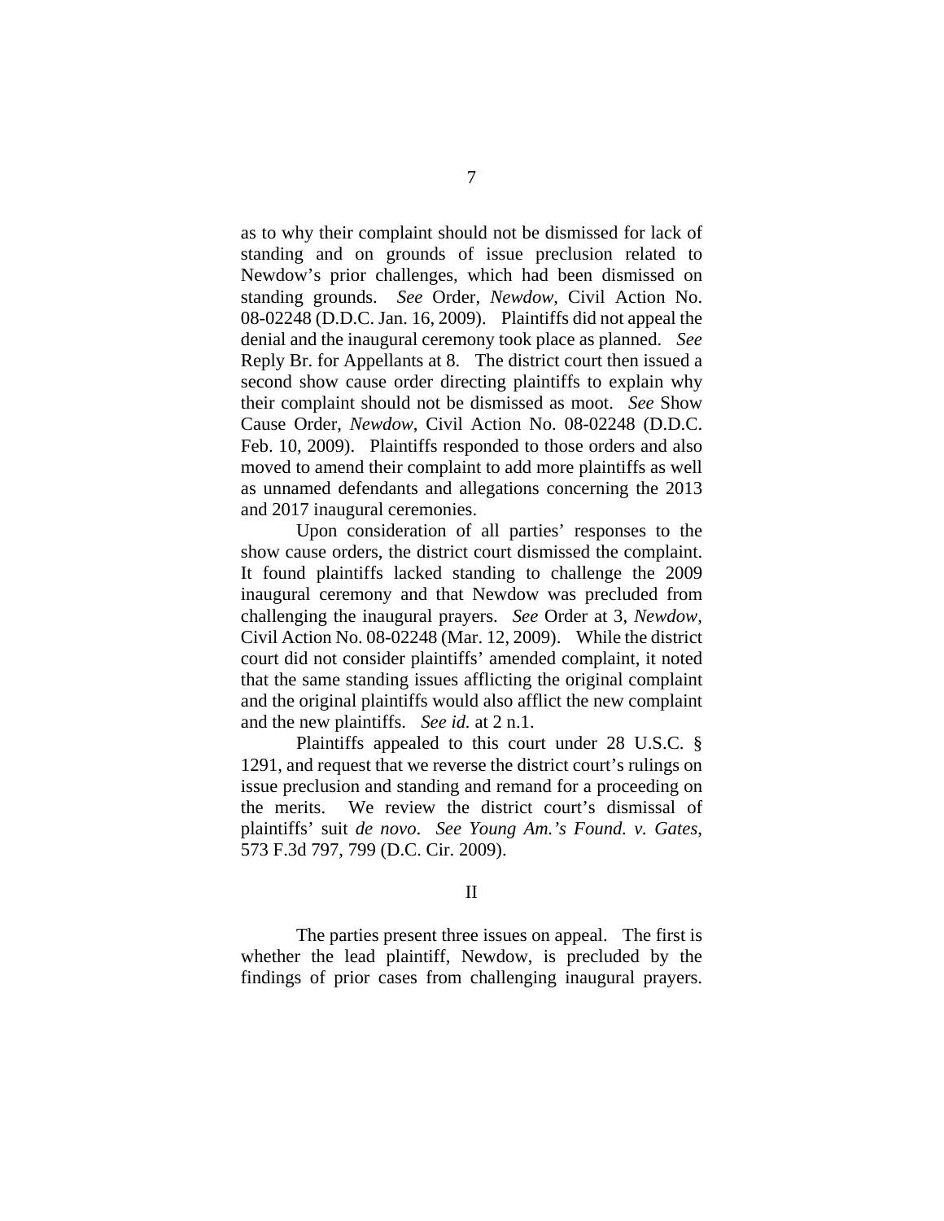as to why their complaint should not be dismissed for lack of standing and on grounds of issue preclusion related to Newdow's prior challenges, which had been dismissed on standing grounds. *See* Order, *Newdow*, Civil Action No. 08-02248 (D.D.C. Jan. 16, 2009). Plaintiffs did not appeal the denial and the inaugural ceremony took place as planned. *See* Reply Br. for Appellants at 8. The district court then issued a second show cause order directing plaintiffs to explain why their complaint should not be dismissed as moot. *See* Show Cause Order, *Newdow*, Civil Action No. 08-02248 (D.D.C. Feb. 10, 2009). Plaintiffs responded to those orders and also moved to amend their complaint to add more plaintiffs as well as unnamed defendants and allegations concerning the 2013 and 2017 inaugural ceremonies.

Upon consideration of all parties' responses to the show cause orders, the district court dismissed the complaint. It found plaintiffs lacked standing to challenge the 2009 inaugural ceremony and that Newdow was precluded from challenging the inaugural prayers. *See* Order at 3, *Newdow*, Civil Action No. 08-02248 (Mar. 12, 2009). While the district court did not consider plaintiffs' amended complaint, it noted that the same standing issues afflicting the original complaint and the original plaintiffs would also afflict the new complaint and the new plaintiffs. *See id.* at 2 n.1.

Plaintiffs appealed to this court under 28 U.S.C. § 1291, and request that we reverse the district court's rulings on issue preclusion and standing and remand for a proceeding on the merits. We review the district court's dismissal of plaintiffs' suit *de novo*. *See Young Am.'s Found. v. Gates*, 573 F.3d 797, 799 (D.C. Cir. 2009).

## II

The parties present three issues on appeal. The first is whether the lead plaintiff, Newdow, is precluded by the findings of prior cases from challenging inaugural prayers.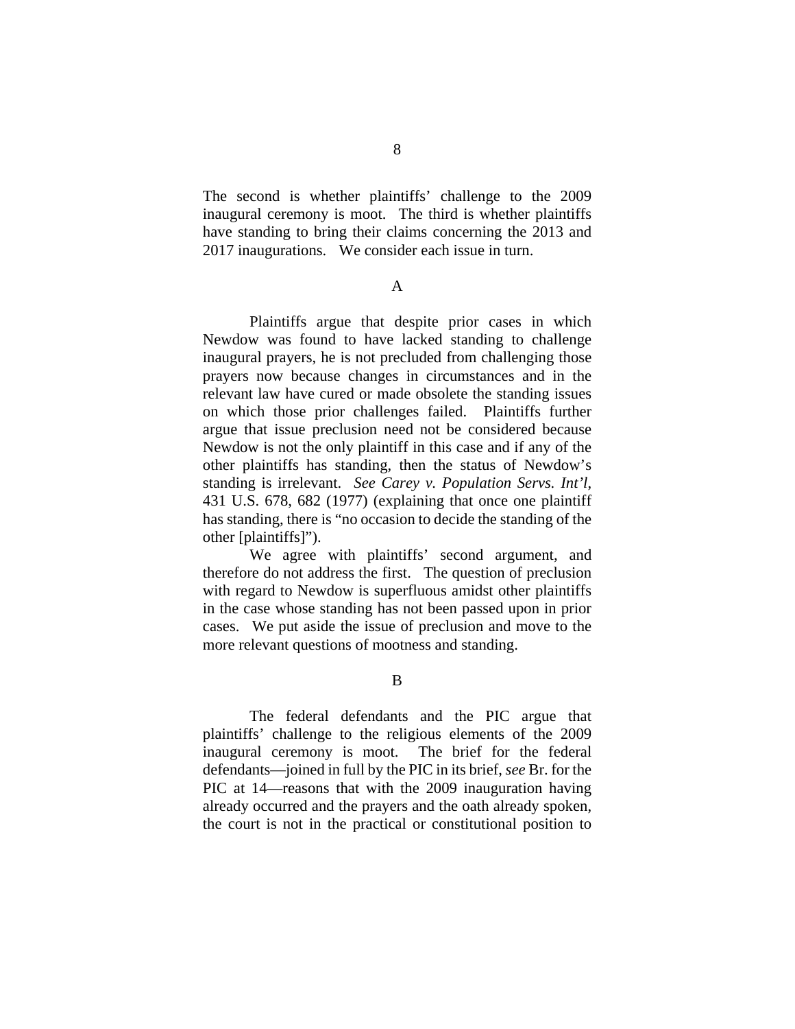The second is whether plaintiffs' challenge to the 2009 inaugural ceremony is moot. The third is whether plaintiffs have standing to bring their claims concerning the 2013 and 2017 inaugurations. We consider each issue in turn.

A

Plaintiffs argue that despite prior cases in which Newdow was found to have lacked standing to challenge inaugural prayers, he is not precluded from challenging those prayers now because changes in circumstances and in the relevant law have cured or made obsolete the standing issues on which those prior challenges failed. Plaintiffs further argue that issue preclusion need not be considered because Newdow is not the only plaintiff in this case and if any of the other plaintiffs has standing, then the status of Newdow's standing is irrelevant. *See Carey v. Population Servs. Int'l*, 431 U.S. 678, 682 (1977) (explaining that once one plaintiff has standing, there is "no occasion to decide the standing of the other [plaintiffs]").

We agree with plaintiffs' second argument, and therefore do not address the first. The question of preclusion with regard to Newdow is superfluous amidst other plaintiffs in the case whose standing has not been passed upon in prior cases. We put aside the issue of preclusion and move to the more relevant questions of mootness and standing.

B

The federal defendants and the PIC argue that plaintiffs' challenge to the religious elements of the 2009 inaugural ceremony is moot. The brief for the federal defendants—joined in full by the PIC in its brief, *see* Br. for the PIC at 14—reasons that with the 2009 inauguration having already occurred and the prayers and the oath already spoken, the court is not in the practical or constitutional position to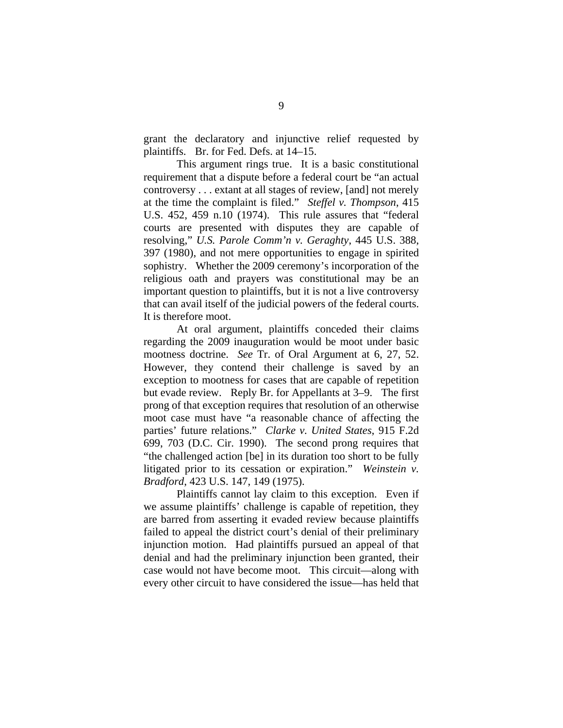grant the declaratory and injunctive relief requested by plaintiffs. Br. for Fed. Defs. at 14–15.

This argument rings true. It is a basic constitutional requirement that a dispute before a federal court be "an actual controversy . . . extant at all stages of review, [and] not merely at the time the complaint is filed." *Steffel v. Thompson*, 415 U.S. 452, 459 n.10 (1974). This rule assures that "federal courts are presented with disputes they are capable of resolving," *U.S. Parole Comm'n v. Geraghty*, 445 U.S. 388, 397 (1980), and not mere opportunities to engage in spirited sophistry. Whether the 2009 ceremony's incorporation of the religious oath and prayers was constitutional may be an important question to plaintiffs, but it is not a live controversy that can avail itself of the judicial powers of the federal courts. It is therefore moot.

At oral argument, plaintiffs conceded their claims regarding the 2009 inauguration would be moot under basic mootness doctrine. *See* Tr. of Oral Argument at 6, 27, 52. However, they contend their challenge is saved by an exception to mootness for cases that are capable of repetition but evade review. Reply Br. for Appellants at 3–9. The first prong of that exception requires that resolution of an otherwise moot case must have "a reasonable chance of affecting the parties' future relations." *Clarke v. United States*, 915 F.2d 699, 703 (D.C. Cir. 1990). The second prong requires that "the challenged action [be] in its duration too short to be fully litigated prior to its cessation or expiration." *Weinstein v. Bradford*, 423 U.S. 147, 149 (1975).

Plaintiffs cannot lay claim to this exception. Even if we assume plaintiffs' challenge is capable of repetition, they are barred from asserting it evaded review because plaintiffs failed to appeal the district court's denial of their preliminary injunction motion. Had plaintiffs pursued an appeal of that denial and had the preliminary injunction been granted, their case would not have become moot. This circuit—along with every other circuit to have considered the issue—has held that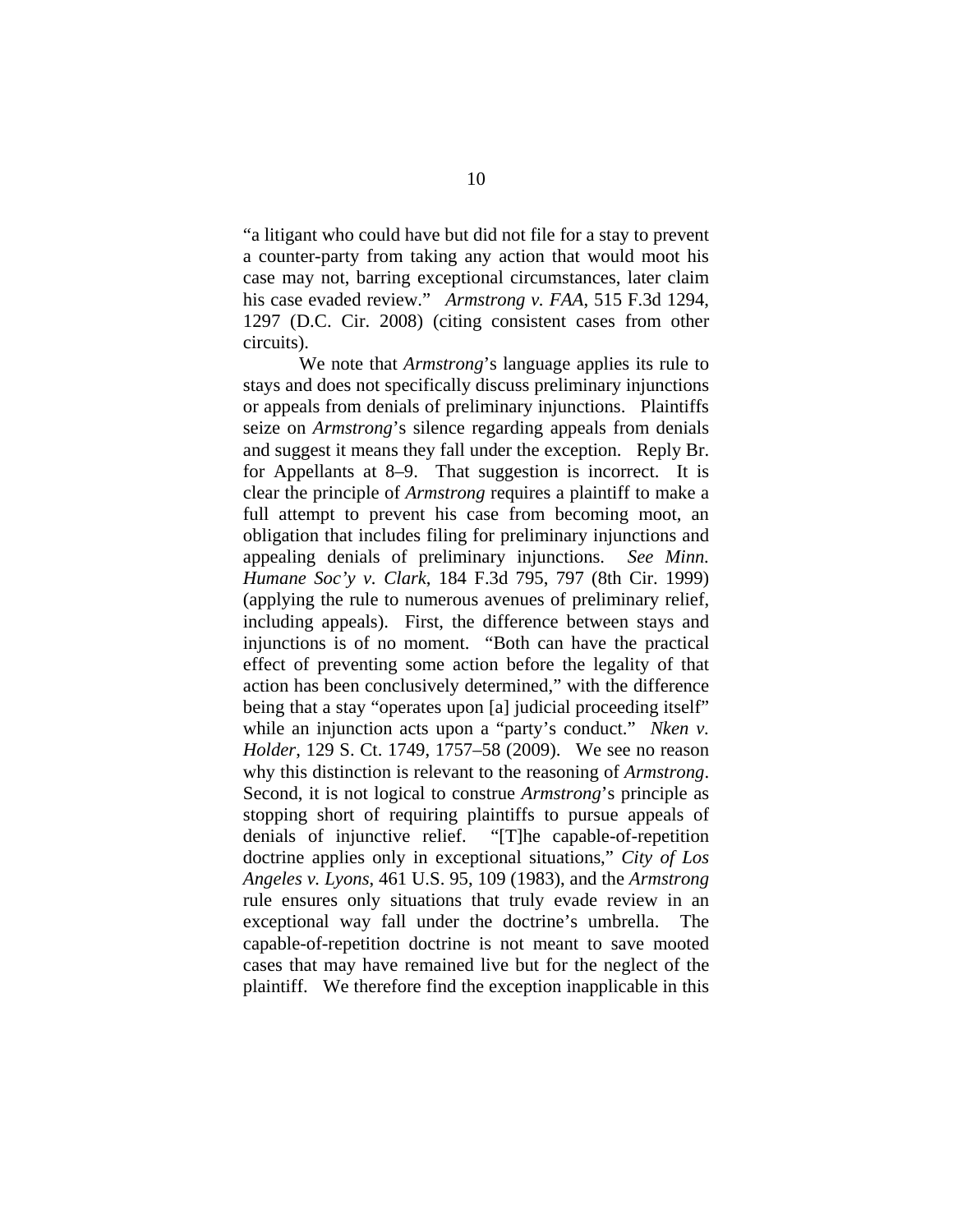"a litigant who could have but did not file for a stay to prevent a counter-party from taking any action that would moot his case may not, barring exceptional circumstances, later claim his case evaded review." *Armstrong v. FAA*, 515 F.3d 1294, 1297 (D.C. Cir. 2008) (citing consistent cases from other circuits).

We note that *Armstrong*'s language applies its rule to stays and does not specifically discuss preliminary injunctions or appeals from denials of preliminary injunctions. Plaintiffs seize on *Armstrong*'s silence regarding appeals from denials and suggest it means they fall under the exception. Reply Br. for Appellants at 8–9. That suggestion is incorrect. It is clear the principle of *Armstrong* requires a plaintiff to make a full attempt to prevent his case from becoming moot, an obligation that includes filing for preliminary injunctions and appealing denials of preliminary injunctions. *See Minn. Humane Soc'y v. Clark*, 184 F.3d 795, 797 (8th Cir. 1999) (applying the rule to numerous avenues of preliminary relief, including appeals). First, the difference between stays and injunctions is of no moment. "Both can have the practical effect of preventing some action before the legality of that action has been conclusively determined," with the difference being that a stay "operates upon [a] judicial proceeding itself" while an injunction acts upon a "party's conduct." *Nken v. Holder*, 129 S. Ct. 1749, 1757–58 (2009). We see no reason why this distinction is relevant to the reasoning of *Armstrong*. Second, it is not logical to construe *Armstrong*'s principle as stopping short of requiring plaintiffs to pursue appeals of denials of injunctive relief. "[T]he capable-of-repetition doctrine applies only in exceptional situations," *City of Los Angeles v. Lyons*, 461 U.S. 95, 109 (1983), and the *Armstrong* rule ensures only situations that truly evade review in an exceptional way fall under the doctrine's umbrella. The capable-of-repetition doctrine is not meant to save mooted cases that may have remained live but for the neglect of the plaintiff. We therefore find the exception inapplicable in this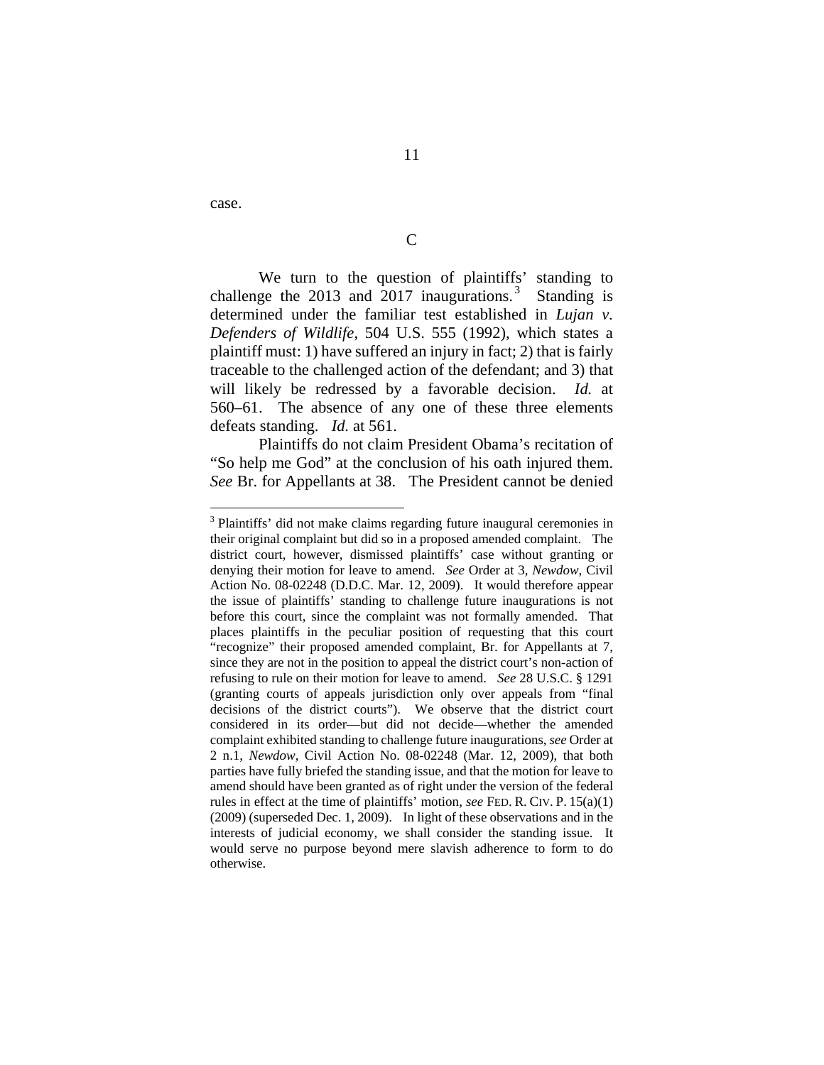case.

C

We turn to the question of plaintiffs' standing to challenge the 2013 and 2017 inaugurations.[3] Standing is determined under the familiar test established in *Lujan v. Defenders of Wildlife*, 504 U.S. 555 (1992), which states a plaintiff must: 1) have suffered an injury in fact; 2) that is fairly traceable to the challenged action of the defendant; and 3) that will likely be redressed by a favorable decision. *Id.* at 560–61. The absence of any one of these three elements defeats standing. *Id.* at 561.

Plaintiffs do not claim President Obama's recitation of "So help me God" at the conclusion of his oath injured them. *See* Br. for Appellants at 38. The President cannot be denied

---

[3] Plaintiffs' did not make claims regarding future inaugural ceremonies in their original complaint but did so in a proposed amended complaint. The district court, however, dismissed plaintiffs' case without granting or denying their motion for leave to amend. *See* Order at 3, *Newdow*, Civil Action No. 08-02248 (D.D.C. Mar. 12, 2009). It would therefore appear the issue of plaintiffs' standing to challenge future inaugurations is not before this court, since the complaint was not formally amended. That places plaintiffs in the peculiar position of requesting that this court "recognize" their proposed amended complaint, Br. for Appellants at 7, since they are not in the position to appeal the district court's non-action of refusing to rule on their motion for leave to amend. *See* 28 U.S.C. § 1291 (granting courts of appeals jurisdiction only over appeals from "final decisions of the district courts"). We observe that the district court considered in its order—but did not decide—whether the amended complaint exhibited standing to challenge future inaugurations, *see* Order at 2 n.1, *Newdow*, Civil Action No. 08-02248 (Mar. 12, 2009), that both parties have fully briefed the standing issue, and that the motion for leave to amend should have been granted as of right under the version of the federal rules in effect at the time of plaintiffs' motion, *see* FED. R. CIV. P. 15(a)(1) (2009) (superseded Dec. 1, 2009). In light of these observations and in the interests of judicial economy, we shall consider the standing issue. It would serve no purpose beyond mere slavish adherence to form to do otherwise.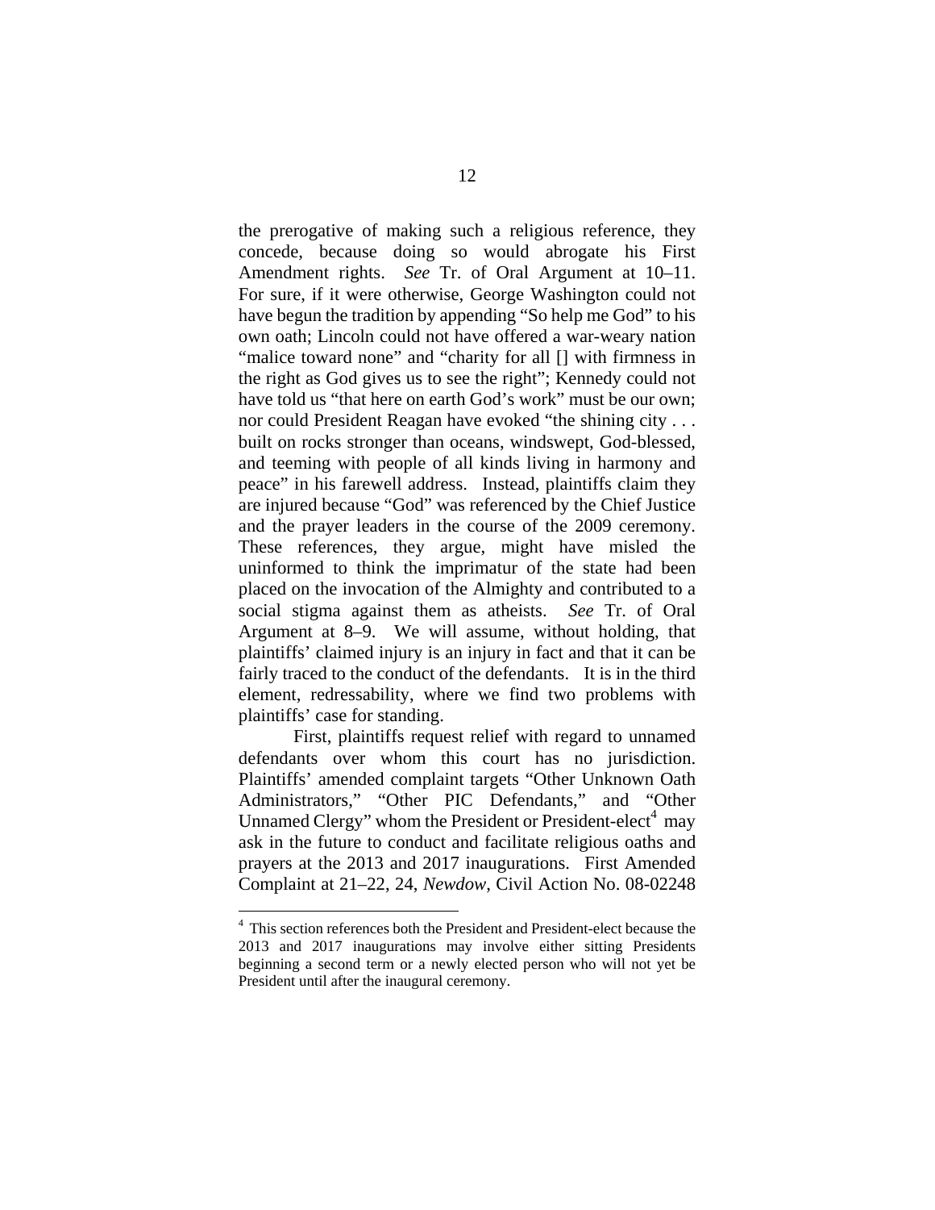the prerogative of making such a religious reference, they concede, because doing so would abrogate his First Amendment rights. *See* Tr. of Oral Argument at 10–11. For sure, if it were otherwise, George Washington could not have begun the tradition by appending "So help me God" to his own oath; Lincoln could not have offered a war-weary nation "malice toward none" and "charity for all [] with firmness in the right as God gives us to see the right"; Kennedy could not have told us "that here on earth God's work" must be our own; nor could President Reagan have evoked "the shining city . . . built on rocks stronger than oceans, windswept, God-blessed, and teeming with people of all kinds living in harmony and peace" in his farewell address. Instead, plaintiffs claim they are injured because "God" was referenced by the Chief Justice and the prayer leaders in the course of the 2009 ceremony. These references, they argue, might have misled the uninformed to think the imprimatur of the state had been placed on the invocation of the Almighty and contributed to a social stigma against them as atheists. *See* Tr. of Oral Argument at 8–9. We will assume, without holding, that plaintiffs' claimed injury is an injury in fact and that it can be fairly traced to the conduct of the defendants. It is in the third element, redressability, where we find two problems with plaintiffs' case for standing.

First, plaintiffs request relief with regard to unnamed defendants over whom this court has no jurisdiction. Plaintiffs' amended complaint targets "Other Unknown Oath Administrators," "Other PIC Defendants," and "Other Unnamed Clergy" whom the President or President-elect[4] may ask in the future to conduct and facilitate religious oaths and prayers at the 2013 and 2017 inaugurations. First Amended Complaint at 21–22, 24, *Newdow*, Civil Action No. 08-02248

[4] This section references both the President and President-elect because the 2013 and 2017 inaugurations may involve either sitting Presidents beginning a second term or a newly elected person who will not yet be President until after the inaugural ceremony.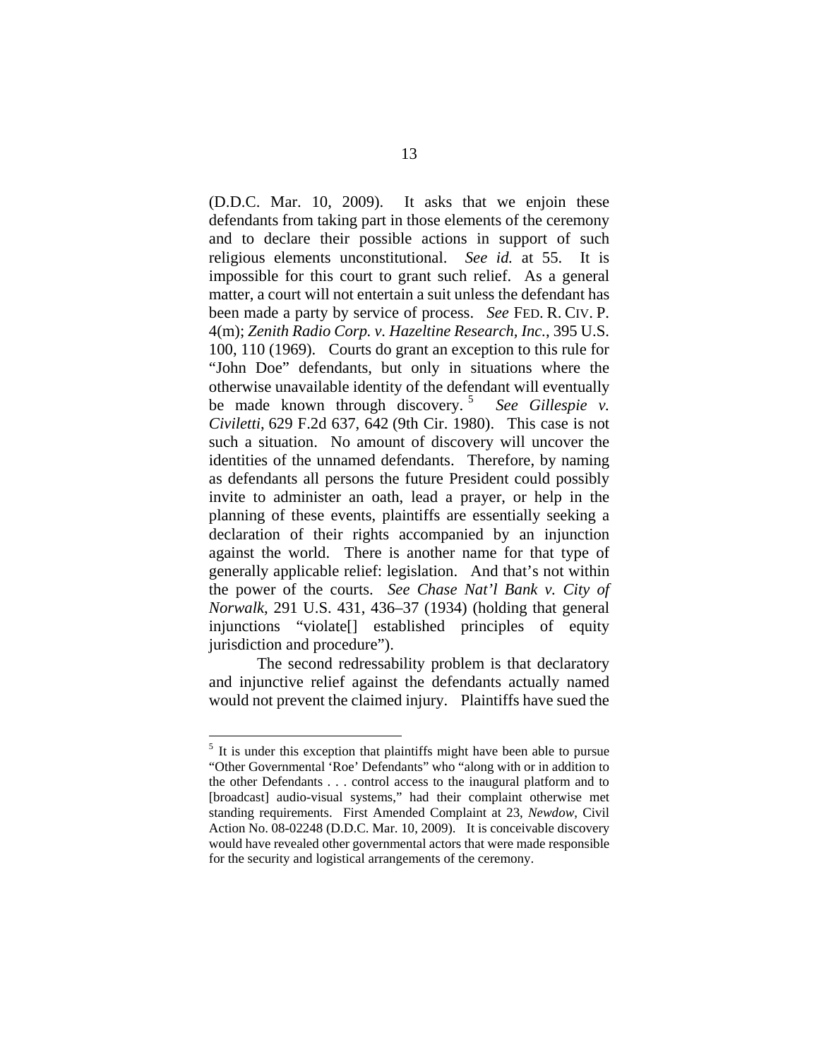(D.D.C. Mar. 10, 2009). It asks that we enjoin these defendants from taking part in those elements of the ceremony and to declare their possible actions in support of such religious elements unconstitutional. *See id.* at 55. It is impossible for this court to grant such relief. As a general matter, a court will not entertain a suit unless the defendant has been made a party by service of process. *See* FED. R. CIV. P. 4(m); *Zenith Radio Corp. v. Hazeltine Research, Inc.*, 395 U.S. 100, 110 (1969). Courts do grant an exception to this rule for "John Doe" defendants, but only in situations where the otherwise unavailable identity of the defendant will eventually be made known through discovery.[5] *See Gillespie v. Civiletti*, 629 F.2d 637, 642 (9th Cir. 1980). This case is not such a situation. No amount of discovery will uncover the identities of the unnamed defendants. Therefore, by naming as defendants all persons the future President could possibly invite to administer an oath, lead a prayer, or help in the planning of these events, plaintiffs are essentially seeking a declaration of their rights accompanied by an injunction against the world. There is another name for that type of generally applicable relief: legislation. And that's not within the power of the courts. *See Chase Nat'l Bank v. City of Norwalk*, 291 U.S. 431, 436–37 (1934) (holding that general injunctions "violate[] established principles of equity jurisdiction and procedure").

The second redressability problem is that declaratory and injunctive relief against the defendants actually named would not prevent the claimed injury. Plaintiffs have sued the

---

[5] It is under this exception that plaintiffs might have been able to pursue "Other Governmental 'Roe' Defendants" who "along with or in addition to the other Defendants . . . control access to the inaugural platform and to [broadcast] audio-visual systems," had their complaint otherwise met standing requirements. First Amended Complaint at 23, *Newdow*, Civil Action No. 08-02248 (D.D.C. Mar. 10, 2009). It is conceivable discovery would have revealed other governmental actors that were made responsible for the security and logistical arrangements of the ceremony.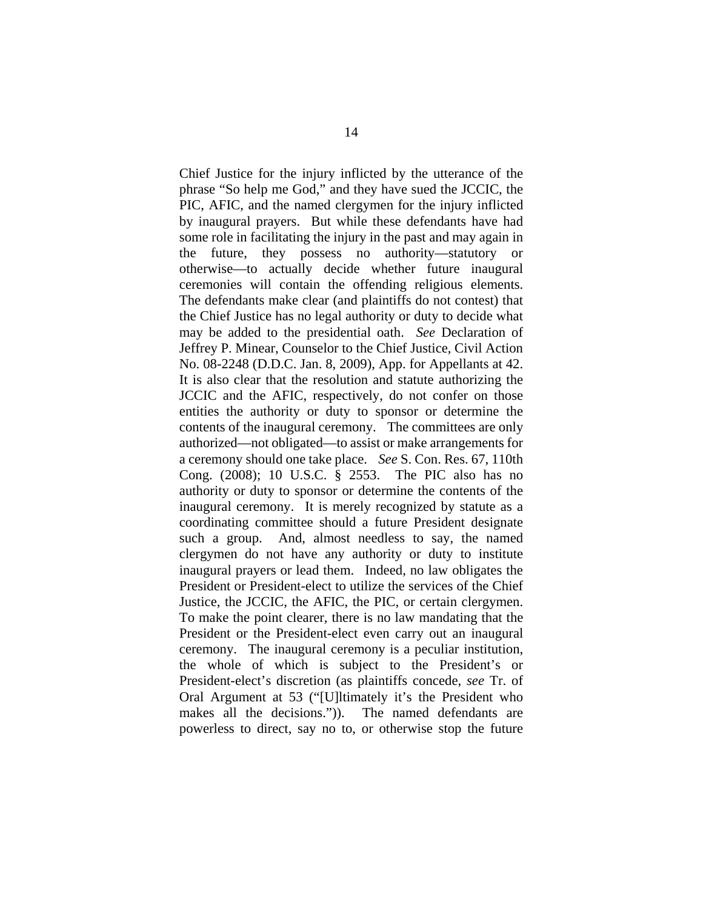Chief Justice for the injury inflicted by the utterance of the phrase "So help me God," and they have sued the JCCIC, the PIC, AFIC, and the named clergymen for the injury inflicted by inaugural prayers. But while these defendants have had some role in facilitating the injury in the past and may again in the future, they possess no authority—statutory or otherwise—to actually decide whether future inaugural ceremonies will contain the offending religious elements. The defendants make clear (and plaintiffs do not contest) that the Chief Justice has no legal authority or duty to decide what may be added to the presidential oath. *See* Declaration of Jeffrey P. Minear, Counselor to the Chief Justice, Civil Action No. 08-2248 (D.D.C. Jan. 8, 2009), App. for Appellants at 42. It is also clear that the resolution and statute authorizing the JCCIC and the AFIC, respectively, do not confer on those entities the authority or duty to sponsor or determine the contents of the inaugural ceremony. The committees are only authorized—not obligated—to assist or make arrangements for a ceremony should one take place. *See* S. Con. Res. 67, 110th Cong. (2008); 10 U.S.C. § 2553. The PIC also has no authority or duty to sponsor or determine the contents of the inaugural ceremony. It is merely recognized by statute as a coordinating committee should a future President designate such a group. And, almost needless to say, the named clergymen do not have any authority or duty to institute inaugural prayers or lead them. Indeed, no law obligates the President or President-elect to utilize the services of the Chief Justice, the JCCIC, the AFIC, the PIC, or certain clergymen. To make the point clearer, there is no law mandating that the President or the President-elect even carry out an inaugural ceremony. The inaugural ceremony is a peculiar institution, the whole of which is subject to the President's or President-elect's discretion (as plaintiffs concede, *see* Tr. of Oral Argument at 53 ("[U]ltimately it's the President who makes all the decisions.")). The named defendants are powerless to direct, say no to, or otherwise stop the future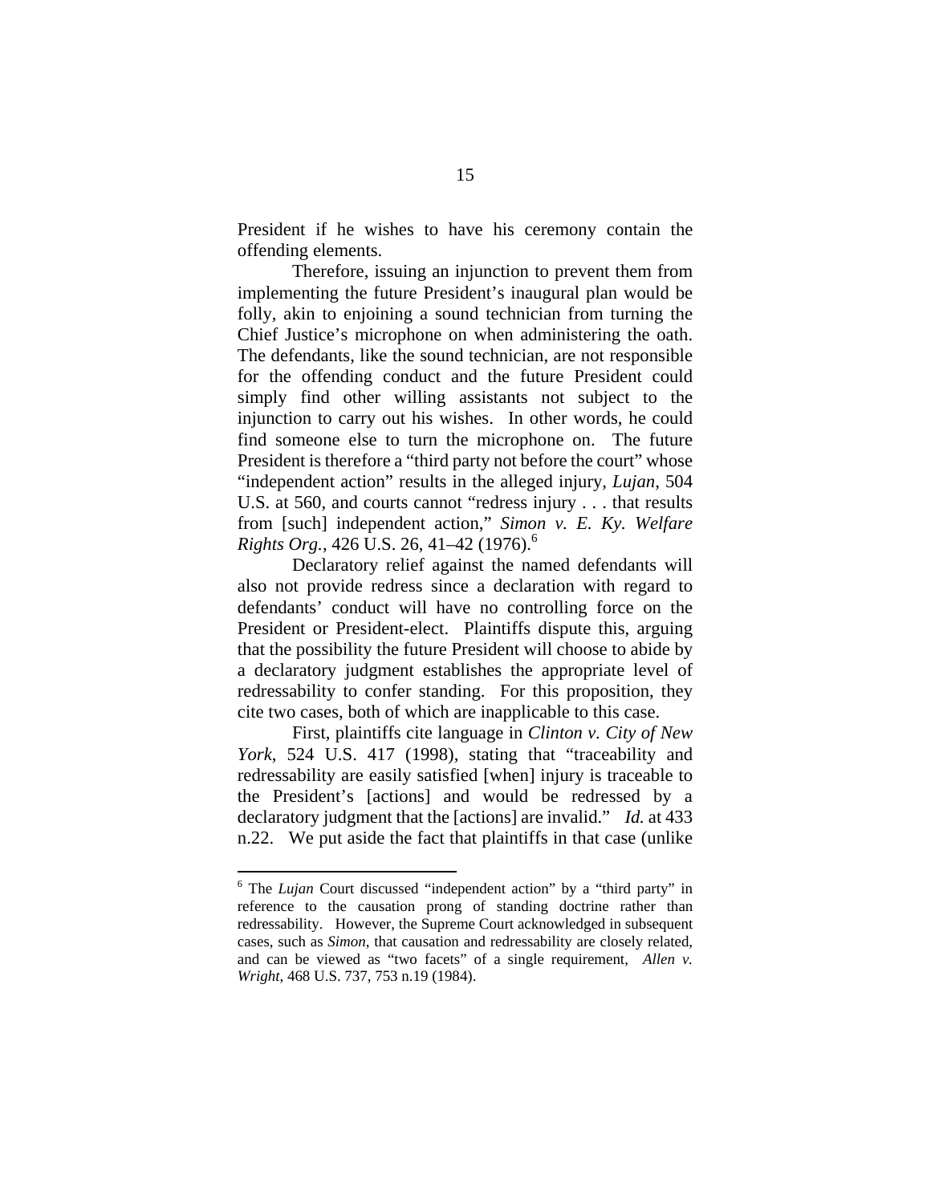President if he wishes to have his ceremony contain the offending elements.

Therefore, issuing an injunction to prevent them from implementing the future President's inaugural plan would be folly, akin to enjoining a sound technician from turning the Chief Justice's microphone on when administering the oath. The defendants, like the sound technician, are not responsible for the offending conduct and the future President could simply find other willing assistants not subject to the injunction to carry out his wishes. In other words, he could find someone else to turn the microphone on. The future President is therefore a "third party not before the court" whose "independent action" results in the alleged injury, *Lujan*, 504 U.S. at 560, and courts cannot "redress injury . . . that results from [such] independent action," *Simon v. E. Ky. Welfare Rights Org.*, 426 U.S. 26, 41–42 (1976).[6]

Declaratory relief against the named defendants will also not provide redress since a declaration with regard to defendants' conduct will have no controlling force on the President or President-elect. Plaintiffs dispute this, arguing that the possibility the future President will choose to abide by a declaratory judgment establishes the appropriate level of redressability to confer standing. For this proposition, they cite two cases, both of which are inapplicable to this case.

First, plaintiffs cite language in *Clinton v. City of New York*, 524 U.S. 417 (1998), stating that "traceability and redressability are easily satisfied [when] injury is traceable to the President's [actions] and would be redressed by a declaratory judgment that the [actions] are invalid." *Id.* at 433 n.22. We put aside the fact that plaintiffs in that case (unlike

---

[6] The *Lujan* Court discussed "independent action" by a "third party" in reference to the causation prong of standing doctrine rather than redressability. However, the Supreme Court acknowledged in subsequent cases, such as *Simon*, that causation and redressability are closely related, and can be viewed as "two facets" of a single requirement, *Allen v. Wright*, 468 U.S. 737, 753 n.19 (1984).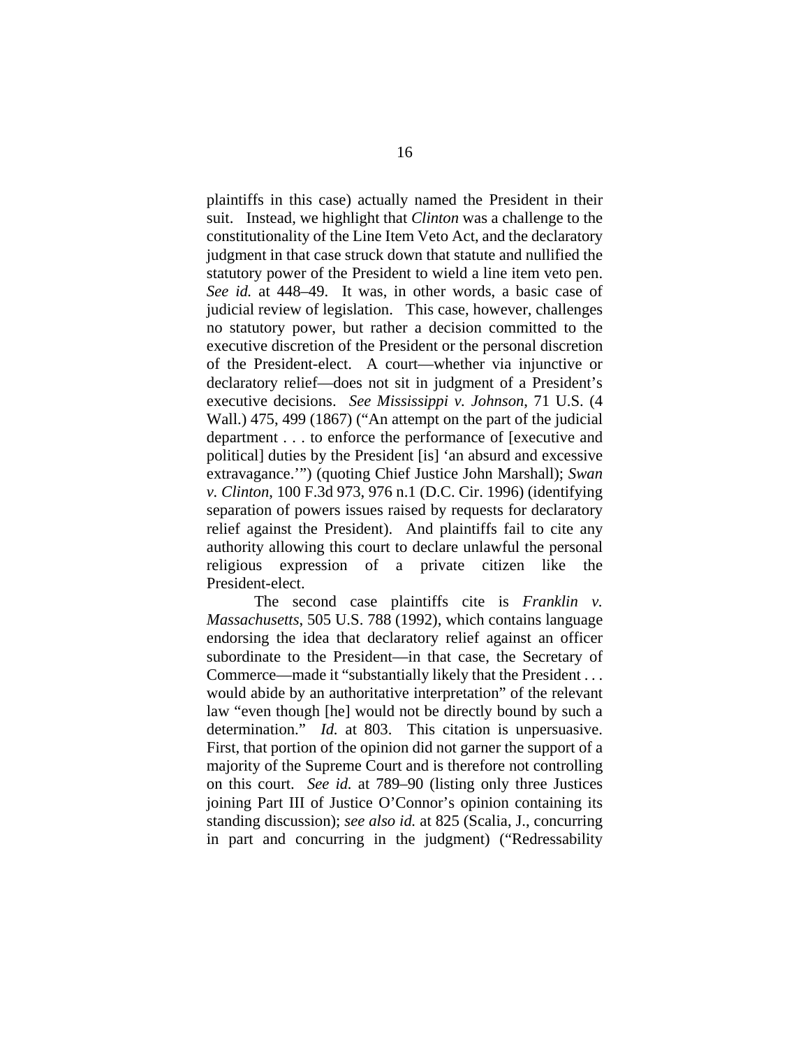plaintiffs in this case) actually named the President in their suit. Instead, we highlight that *Clinton* was a challenge to the constitutionality of the Line Item Veto Act, and the declaratory judgment in that case struck down that statute and nullified the statutory power of the President to wield a line item veto pen. *See id.* at 448–49. It was, in other words, a basic case of judicial review of legislation. This case, however, challenges no statutory power, but rather a decision committed to the executive discretion of the President or the personal discretion of the President-elect. A court—whether via injunctive or declaratory relief—does not sit in judgment of a President's executive decisions. *See Mississippi v. Johnson*, 71 U.S. (4 Wall.) 475, 499 (1867) ("An attempt on the part of the judicial department . . . to enforce the performance of [executive and political] duties by the President [is] 'an absurd and excessive extravagance.'") (quoting Chief Justice John Marshall); *Swan v. Clinton*, 100 F.3d 973, 976 n.1 (D.C. Cir. 1996) (identifying separation of powers issues raised by requests for declaratory relief against the President). And plaintiffs fail to cite any authority allowing this court to declare unlawful the personal religious expression of a private citizen like the President-elect.

The second case plaintiffs cite is *Franklin v. Massachusetts*, 505 U.S. 788 (1992), which contains language endorsing the idea that declaratory relief against an officer subordinate to the President—in that case, the Secretary of Commerce—made it "substantially likely that the President . . . would abide by an authoritative interpretation" of the relevant law "even though [he] would not be directly bound by such a determination." *Id.* at 803. This citation is unpersuasive. First, that portion of the opinion did not garner the support of a majority of the Supreme Court and is therefore not controlling on this court. *See id.* at 789–90 (listing only three Justices joining Part III of Justice O'Connor's opinion containing its standing discussion); *see also id.* at 825 (Scalia, J., concurring in part and concurring in the judgment) ("Redressability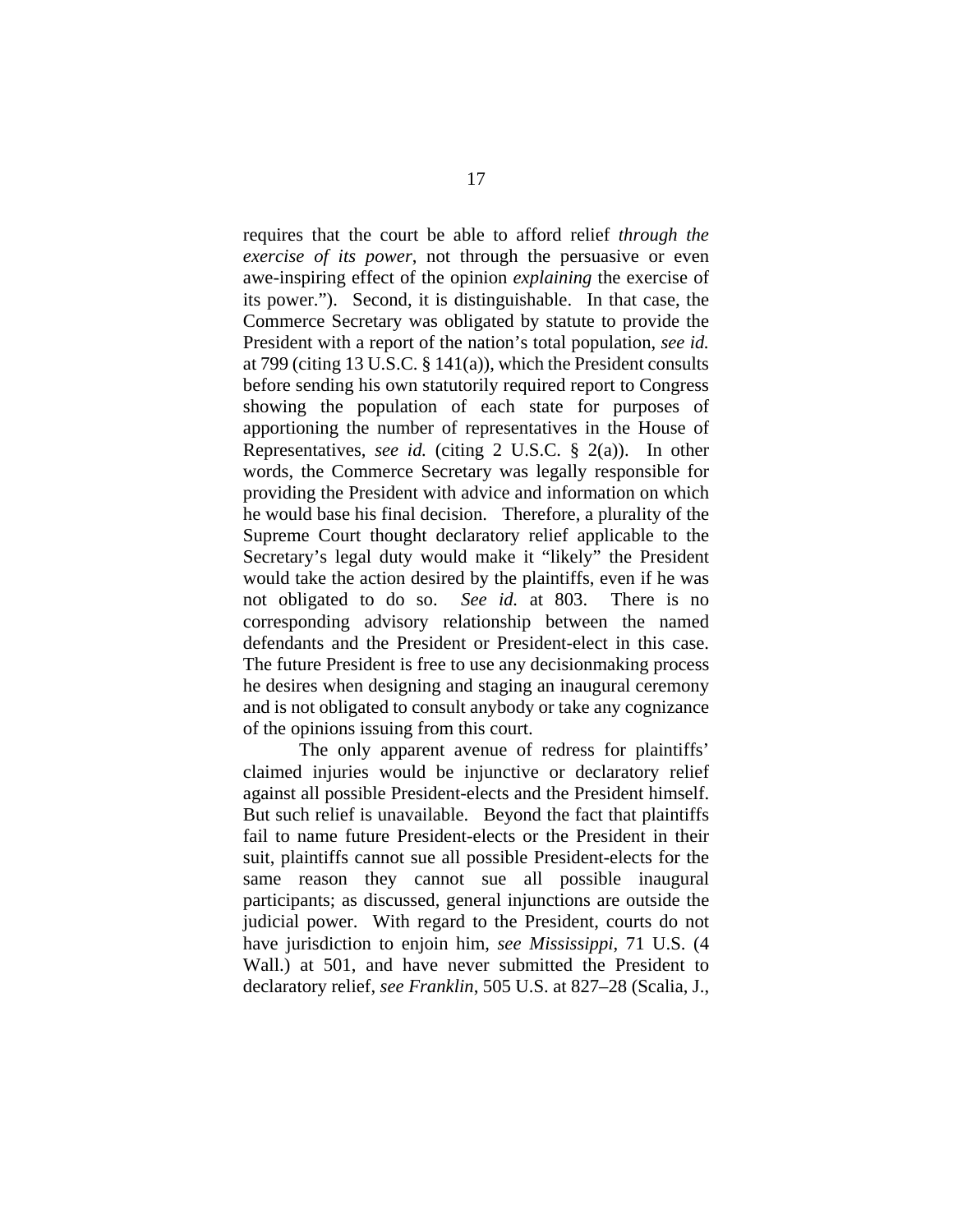requires that the court be able to afford relief *through the exercise of its power*, not through the persuasive or even awe-inspiring effect of the opinion *explaining* the exercise of its power."). Second, it is distinguishable. In that case, the Commerce Secretary was obligated by statute to provide the President with a report of the nation's total population, *see id.* at 799 (citing 13 U.S.C. § 141(a)), which the President consults before sending his own statutorily required report to Congress showing the population of each state for purposes of apportioning the number of representatives in the House of Representatives, *see id.* (citing 2 U.S.C. § 2(a)). In other words, the Commerce Secretary was legally responsible for providing the President with advice and information on which he would base his final decision. Therefore, a plurality of the Supreme Court thought declaratory relief applicable to the Secretary's legal duty would make it "likely" the President would take the action desired by the plaintiffs, even if he was not obligated to do so. *See id.* at 803. There is no corresponding advisory relationship between the named defendants and the President or President-elect in this case. The future President is free to use any decisionmaking process he desires when designing and staging an inaugural ceremony and is not obligated to consult anybody or take any cognizance of the opinions issuing from this court.

The only apparent avenue of redress for plaintiffs' claimed injuries would be injunctive or declaratory relief against all possible President-elects and the President himself. But such relief is unavailable. Beyond the fact that plaintiffs fail to name future President-elects or the President in their suit, plaintiffs cannot sue all possible President-elects for the same reason they cannot sue all possible inaugural participants; as discussed, general injunctions are outside the judicial power. With regard to the President, courts do not have jurisdiction to enjoin him, *see Mississippi*, 71 U.S. (4 Wall.) at 501, and have never submitted the President to declaratory relief, *see Franklin*, 505 U.S. at 827–28 (Scalia, J.,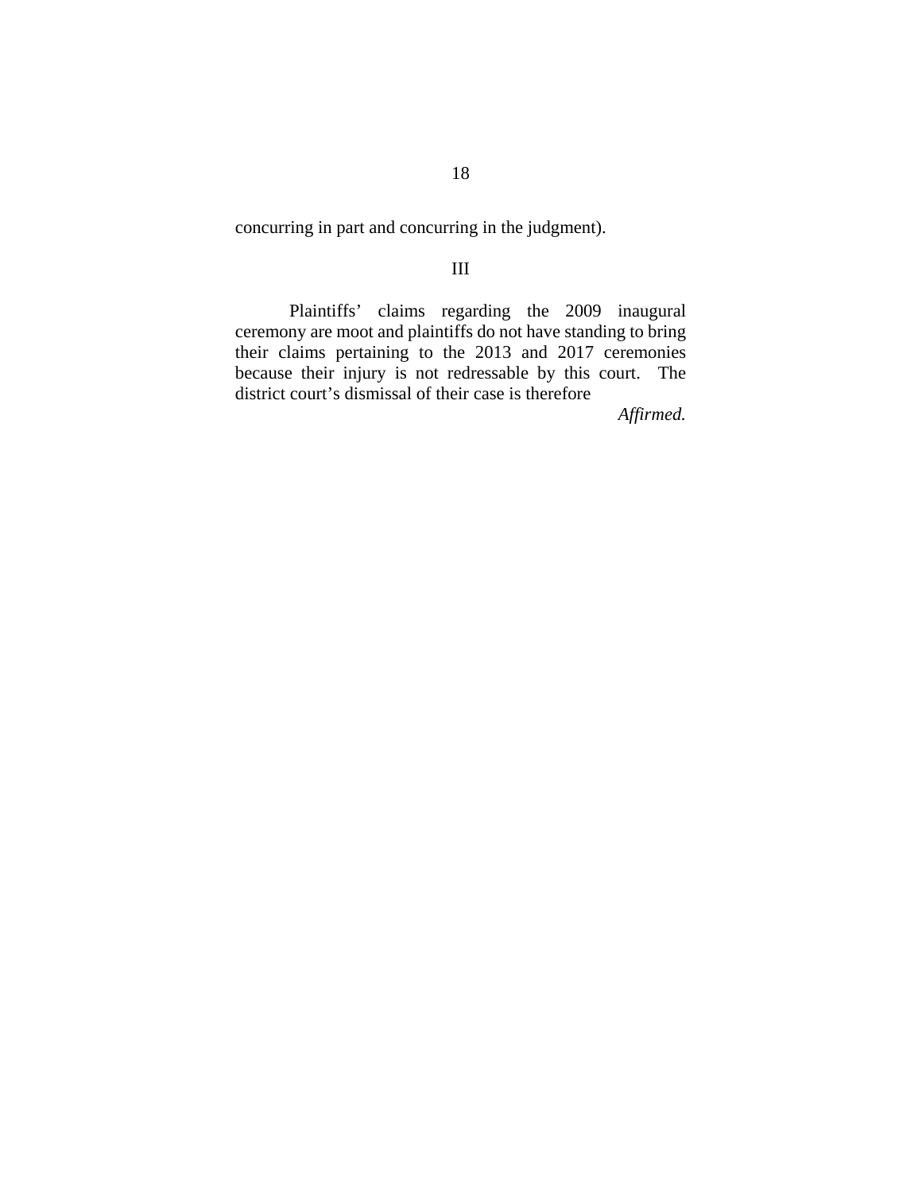concurring in part and concurring in the judgment).

## III

Plaintiffs' claims regarding the 2009 inaugural ceremony are moot and plaintiffs do not have standing to bring their claims pertaining to the 2013 and 2017 ceremonies because their injury is not redressable by this court. The district court's dismissal of their case is therefore

*Affirmed.*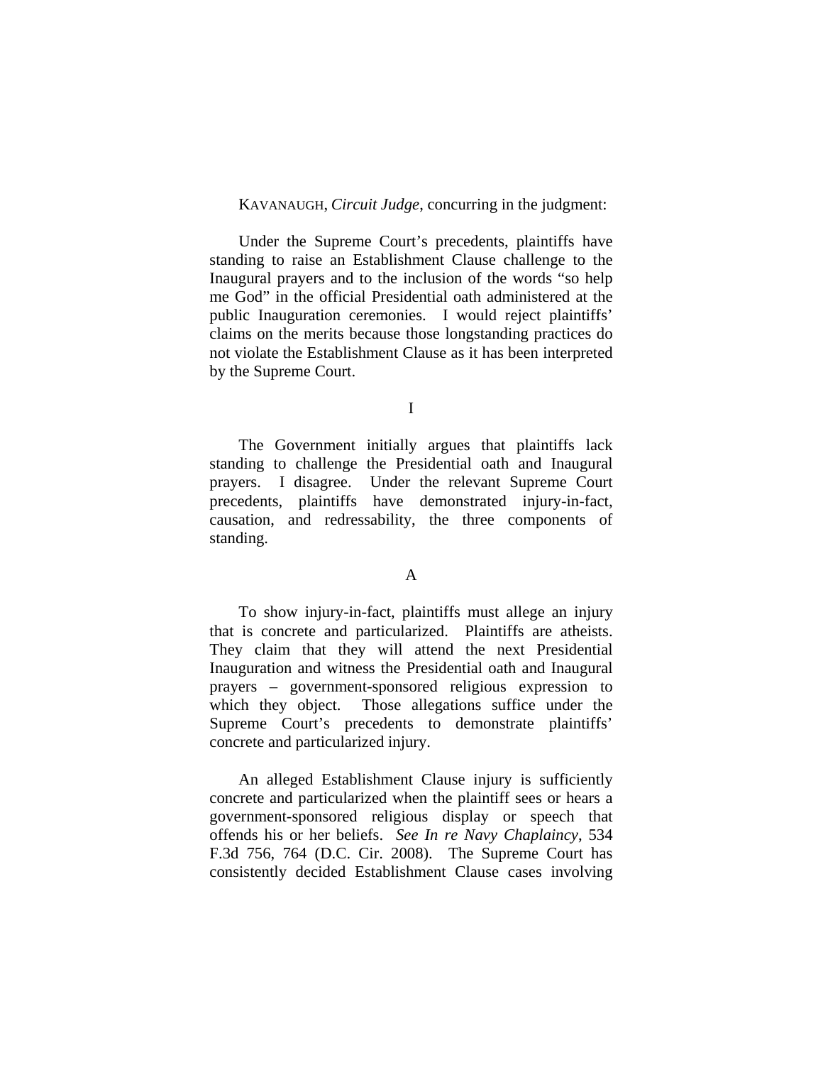KAVANAUGH, *Circuit Judge*, concurring in the judgment:

Under the Supreme Court's precedents, plaintiffs have standing to raise an Establishment Clause challenge to the Inaugural prayers and to the inclusion of the words "so help me God" in the official Presidential oath administered at the public Inauguration ceremonies. I would reject plaintiffs' claims on the merits because those longstanding practices do not violate the Establishment Clause as it has been interpreted by the Supreme Court.

I

The Government initially argues that plaintiffs lack standing to challenge the Presidential oath and Inaugural prayers. I disagree. Under the relevant Supreme Court precedents, plaintiffs have demonstrated injury-in-fact, causation, and redressability, the three components of standing.

A

To show injury-in-fact, plaintiffs must allege an injury that is concrete and particularized. Plaintiffs are atheists. They claim that they will attend the next Presidential Inauguration and witness the Presidential oath and Inaugural prayers – government-sponsored religious expression to which they object. Those allegations suffice under the Supreme Court's precedents to demonstrate plaintiffs' concrete and particularized injury.

An alleged Establishment Clause injury is sufficiently concrete and particularized when the plaintiff sees or hears a government-sponsored religious display or speech that offends his or her beliefs. *See In re Navy Chaplaincy*, 534 F.3d 756, 764 (D.C. Cir. 2008). The Supreme Court has consistently decided Establishment Clause cases involving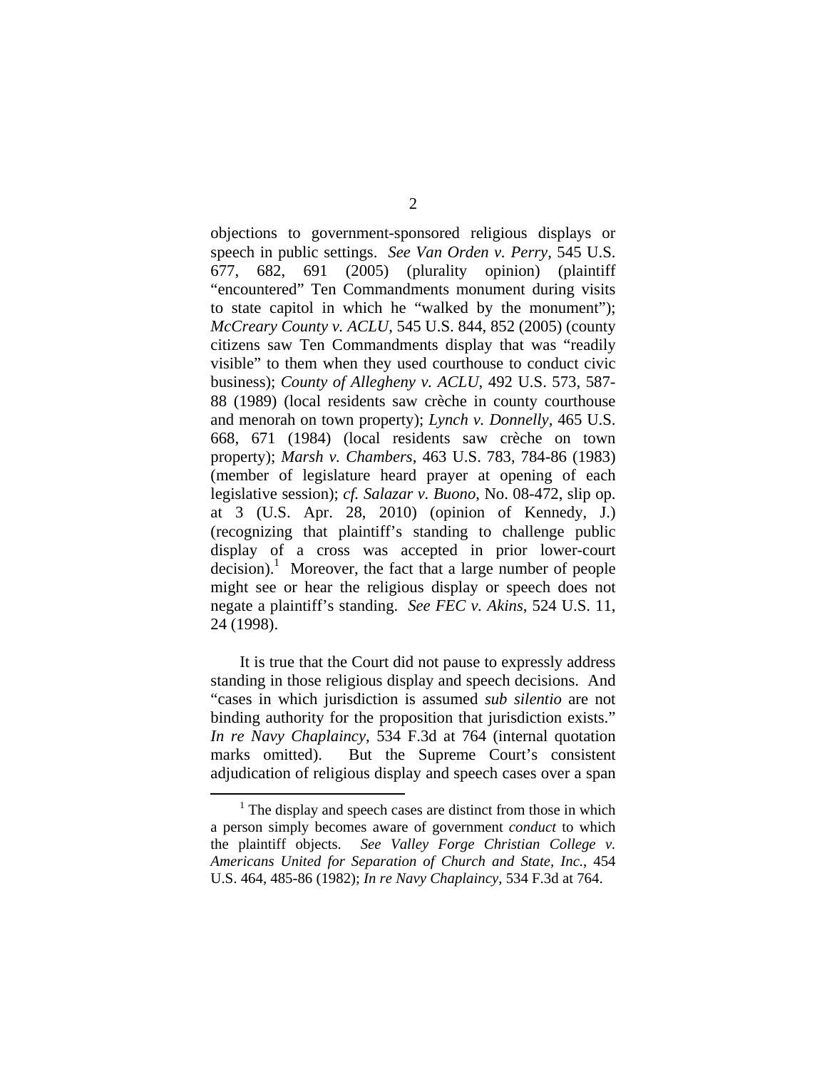objections to government-sponsored religious displays or speech in public settings. *See Van Orden v. Perry*, 545 U.S. 677, 682, 691 (2005) (plurality opinion) (plaintiff "encountered" Ten Commandments monument during visits to state capitol in which he "walked by the monument"); *McCreary County v. ACLU*, 545 U.S. 844, 852 (2005) (county citizens saw Ten Commandments display that was "readily visible" to them when they used courthouse to conduct civic business); *County of Allegheny v. ACLU*, 492 U.S. 573, 587-88 (1989) (local residents saw crèche in county courthouse and menorah on town property); *Lynch v. Donnelly*, 465 U.S. 668, 671 (1984) (local residents saw crèche on town property); *Marsh v. Chambers*, 463 U.S. 783, 784-86 (1983) (member of legislature heard prayer at opening of each legislative session); *cf. Salazar v. Buono*, No. 08-472, slip op. at 3 (U.S. Apr. 28, 2010) (opinion of Kennedy, J.) (recognizing that plaintiff's standing to challenge public display of a cross was accepted in prior lower-court decision).[1] Moreover, the fact that a large number of people might see or hear the religious display or speech does not negate a plaintiff's standing. *See FEC v. Akins*, 524 U.S. 11, 24 (1998).

It is true that the Court did not pause to expressly address standing in those religious display and speech decisions. And "cases in which jurisdiction is assumed *sub silentio* are not binding authority for the proposition that jurisdiction exists." *In re Navy Chaplaincy*, 534 F.3d at 764 (internal quotation marks omitted). But the Supreme Court's consistent adjudication of religious display and speech cases over a span

[1] The display and speech cases are distinct from those in which a person simply becomes aware of government *conduct* to which the plaintiff objects. *See Valley Forge Christian College v. Americans United for Separation of Church and State, Inc.*, 454 U.S. 464, 485-86 (1982); *In re Navy Chaplaincy*, 534 F.3d at 764.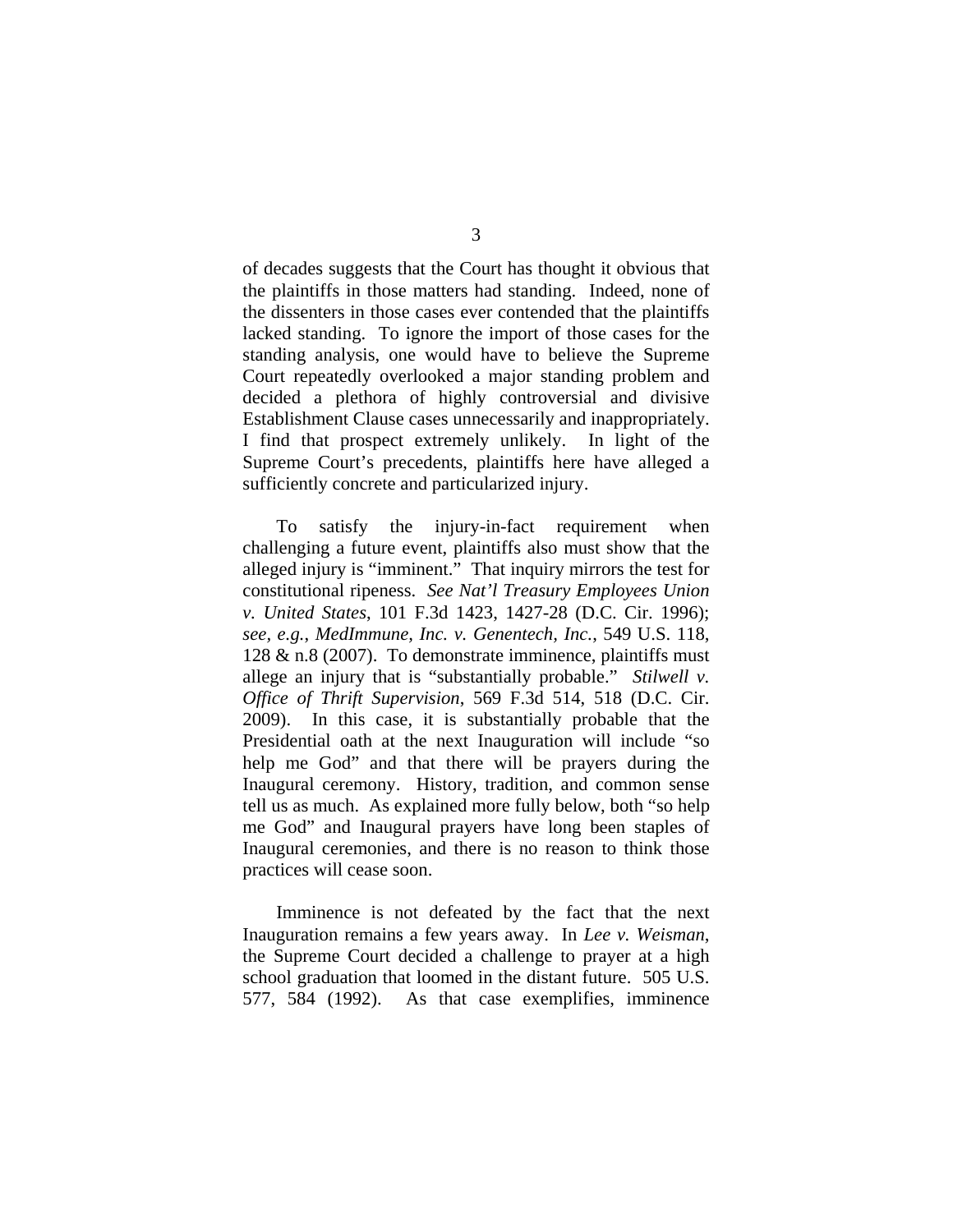of decades suggests that the Court has thought it obvious that the plaintiffs in those matters had standing. Indeed, none of the dissenters in those cases ever contended that the plaintiffs lacked standing. To ignore the import of those cases for the standing analysis, one would have to believe the Supreme Court repeatedly overlooked a major standing problem and decided a plethora of highly controversial and divisive Establishment Clause cases unnecessarily and inappropriately. I find that prospect extremely unlikely. In light of the Supreme Court's precedents, plaintiffs here have alleged a sufficiently concrete and particularized injury.

To satisfy the injury-in-fact requirement when challenging a future event, plaintiffs also must show that the alleged injury is "imminent." That inquiry mirrors the test for constitutional ripeness. *See Nat'l Treasury Employees Union v. United States*, 101 F.3d 1423, 1427-28 (D.C. Cir. 1996); *see, e.g.*, *MedImmune, Inc. v. Genentech, Inc.*, 549 U.S. 118, 128 & n.8 (2007). To demonstrate imminence, plaintiffs must allege an injury that is "substantially probable." *Stilwell v. Office of Thrift Supervision*, 569 F.3d 514, 518 (D.C. Cir. 2009). In this case, it is substantially probable that the Presidential oath at the next Inauguration will include "so help me God" and that there will be prayers during the Inaugural ceremony. History, tradition, and common sense tell us as much. As explained more fully below, both "so help me God" and Inaugural prayers have long been staples of Inaugural ceremonies, and there is no reason to think those practices will cease soon.

Imminence is not defeated by the fact that the next Inauguration remains a few years away. In *Lee v. Weisman*, the Supreme Court decided a challenge to prayer at a high school graduation that loomed in the distant future. 505 U.S. 577, 584 (1992). As that case exemplifies, imminence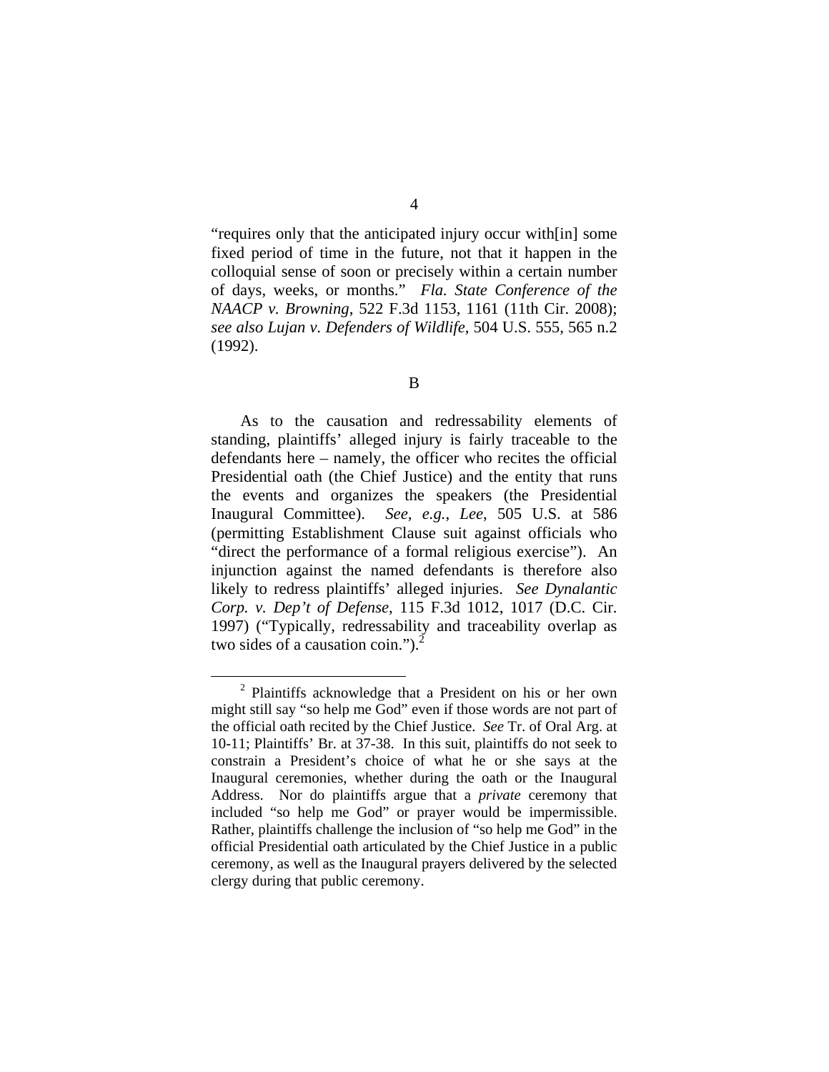"requires only that the anticipated injury occur with[in] some fixed period of time in the future, not that it happen in the colloquial sense of soon or precisely within a certain number of days, weeks, or months." *Fla. State Conference of the NAACP v. Browning*, 522 F.3d 1153, 1161 (11th Cir. 2008); *see also Lujan v. Defenders of Wildlife*, 504 U.S. 555, 565 n.2 (1992).

B

As to the causation and redressability elements of standing, plaintiffs' alleged injury is fairly traceable to the defendants here – namely, the officer who recites the official Presidential oath (the Chief Justice) and the entity that runs the events and organizes the speakers (the Presidential Inaugural Committee). *See, e.g.*, *Lee*, 505 U.S. at 586 (permitting Establishment Clause suit against officials who "direct the performance of a formal religious exercise"). An injunction against the named defendants is therefore also likely to redress plaintiffs' alleged injuries. *See Dynalantic Corp. v. Dep't of Defense*, 115 F.3d 1012, 1017 (D.C. Cir. 1997) ("Typically, redressability and traceability overlap as two sides of a causation coin.").[2]

---

[2] Plaintiffs acknowledge that a President on his or her own might still say "so help me God" even if those words are not part of the official oath recited by the Chief Justice. *See* Tr. of Oral Arg. at 10-11; Plaintiffs' Br. at 37-38. In this suit, plaintiffs do not seek to constrain a President's choice of what he or she says at the Inaugural ceremonies, whether during the oath or the Inaugural Address. Nor do plaintiffs argue that a *private* ceremony that included "so help me God" or prayer would be impermissible. Rather, plaintiffs challenge the inclusion of "so help me God" in the official Presidential oath articulated by the Chief Justice in a public ceremony, as well as the Inaugural prayers delivered by the selected clergy during that public ceremony.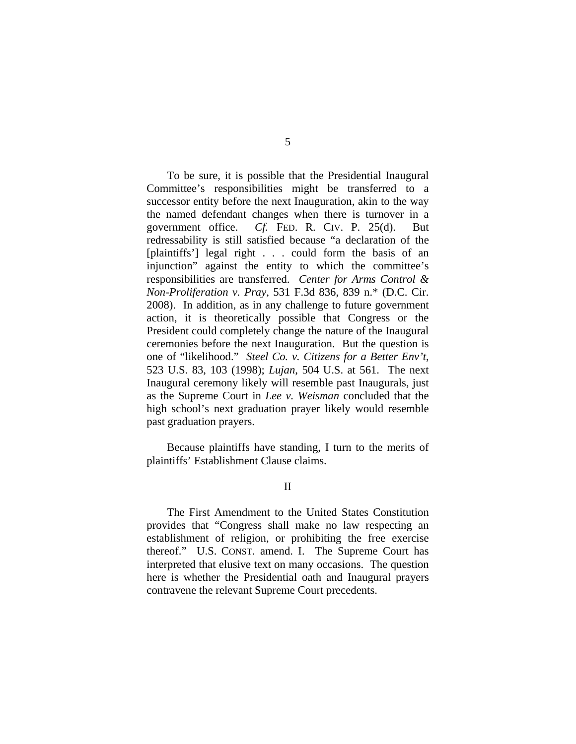To be sure, it is possible that the Presidential Inaugural Committee's responsibilities might be transferred to a successor entity before the next Inauguration, akin to the way the named defendant changes when there is turnover in a government office. *Cf.* FED. R. CIV. P. 25(d). But redressability is still satisfied because "a declaration of the [plaintiffs'] legal right . . . could form the basis of an injunction" against the entity to which the committee's responsibilities are transferred. *Center for Arms Control & Non-Proliferation v. Pray*, 531 F.3d 836, 839 n.* (D.C. Cir. 2008). In addition, as in any challenge to future government action, it is theoretically possible that Congress or the President could completely change the nature of the Inaugural ceremonies before the next Inauguration. But the question is one of "likelihood." *Steel Co. v. Citizens for a Better Env't*, 523 U.S. 83, 103 (1998); *Lujan*, 504 U.S. at 561. The next Inaugural ceremony likely will resemble past Inaugurals, just as the Supreme Court in *Lee v. Weisman* concluded that the high school's next graduation prayer likely would resemble past graduation prayers.

Because plaintiffs have standing, I turn to the merits of plaintiffs' Establishment Clause claims.

## II

The First Amendment to the United States Constitution provides that "Congress shall make no law respecting an establishment of religion, or prohibiting the free exercise thereof." U.S. CONST. amend. I. The Supreme Court has interpreted that elusive text on many occasions. The question here is whether the Presidential oath and Inaugural prayers contravene the relevant Supreme Court precedents.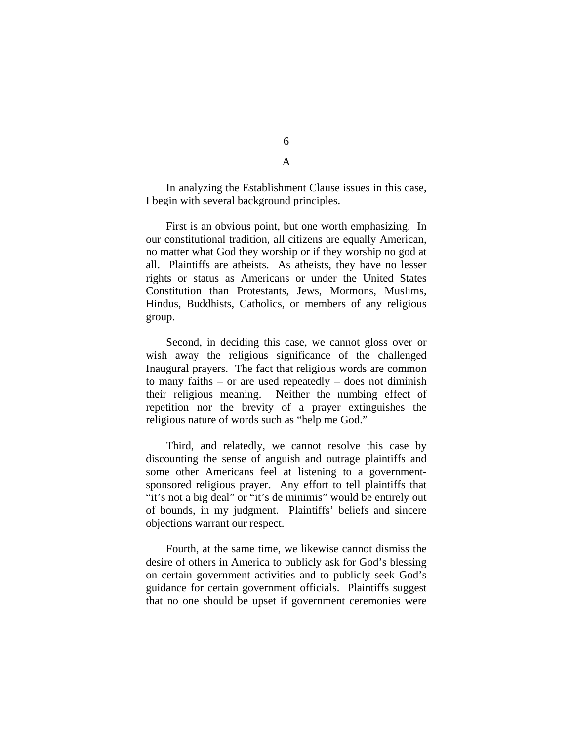### A

In analyzing the Establishment Clause issues in this case, I begin with several background principles.

First is an obvious point, but one worth emphasizing. In our constitutional tradition, all citizens are equally American, no matter what God they worship or if they worship no god at all. Plaintiffs are atheists. As atheists, they have no lesser rights or status as Americans or under the United States Constitution than Protestants, Jews, Mormons, Muslims, Hindus, Buddhists, Catholics, or members of any religious group.

Second, in deciding this case, we cannot gloss over or wish away the religious significance of the challenged Inaugural prayers. The fact that religious words are common to many faiths – or are used repeatedly – does not diminish their religious meaning. Neither the numbing effect of repetition nor the brevity of a prayer extinguishes the religious nature of words such as "help me God."

Third, and relatedly, we cannot resolve this case by discounting the sense of anguish and outrage plaintiffs and some other Americans feel at listening to a government-sponsored religious prayer. Any effort to tell plaintiffs that "it's not a big deal" or "it's de minimis" would be entirely out of bounds, in my judgment. Plaintiffs' beliefs and sincere objections warrant our respect.

Fourth, at the same time, we likewise cannot dismiss the desire of others in America to publicly ask for God's blessing on certain government activities and to publicly seek God's guidance for certain government officials. Plaintiffs suggest that no one should be upset if government ceremonies were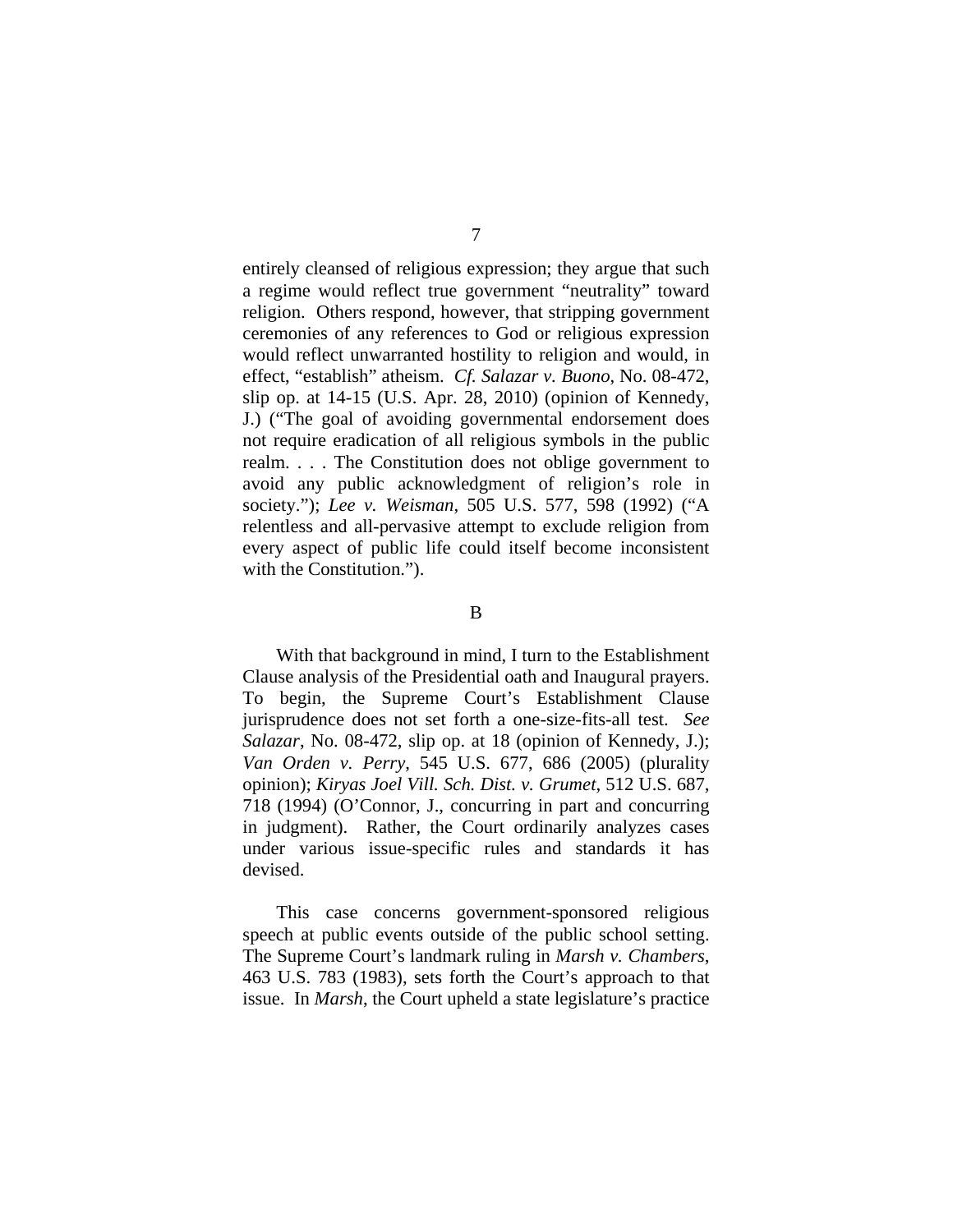entirely cleansed of religious expression; they argue that such a regime would reflect true government "neutrality" toward religion. Others respond, however, that stripping government ceremonies of any references to God or religious expression would reflect unwarranted hostility to religion and would, in effect, "establish" atheism. *Cf. Salazar v. Buono*, No. 08-472, slip op. at 14-15 (U.S. Apr. 28, 2010) (opinion of Kennedy, J.) ("The goal of avoiding governmental endorsement does not require eradication of all religious symbols in the public realm. . . . The Constitution does not oblige government to avoid any public acknowledgment of religion's role in society."); *Lee v. Weisman*, 505 U.S. 577, 598 (1992) ("A relentless and all-pervasive attempt to exclude religion from every aspect of public life could itself become inconsistent with the Constitution.").

## B

With that background in mind, I turn to the Establishment Clause analysis of the Presidential oath and Inaugural prayers. To begin, the Supreme Court's Establishment Clause jurisprudence does not set forth a one-size-fits-all test. *See Salazar*, No. 08-472, slip op. at 18 (opinion of Kennedy, J.); *Van Orden v. Perry*, 545 U.S. 677, 686 (2005) (plurality opinion); *Kiryas Joel Vill. Sch. Dist. v. Grumet*, 512 U.S. 687, 718 (1994) (O'Connor, J., concurring in part and concurring in judgment). Rather, the Court ordinarily analyzes cases under various issue-specific rules and standards it has devised.

This case concerns government-sponsored religious speech at public events outside of the public school setting. The Supreme Court's landmark ruling in *Marsh v. Chambers*, 463 U.S. 783 (1983), sets forth the Court's approach to that issue. In *Marsh*, the Court upheld a state legislature's practice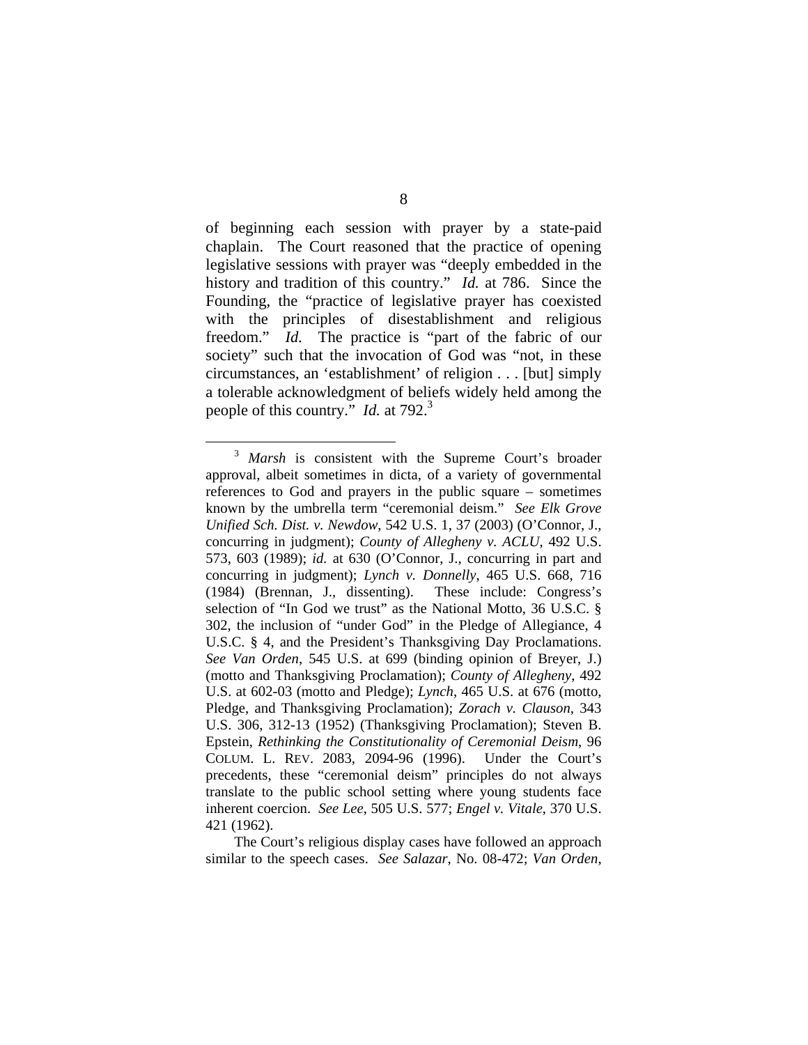of beginning each session with prayer by a state-paid chaplain. The Court reasoned that the practice of opening legislative sessions with prayer was "deeply embedded in the history and tradition of this country." *Id.* at 786. Since the Founding, the "practice of legislative prayer has coexisted with the principles of disestablishment and religious freedom." *Id.* The practice is "part of the fabric of our society" such that the invocation of God was "not, in these circumstances, an 'establishment' of religion . . . [but] simply a tolerable acknowledgment of beliefs widely held among the people of this country." *Id.* at 792.[3]

---

[3] *Marsh* is consistent with the Supreme Court's broader approval, albeit sometimes in dicta, of a variety of governmental references to God and prayers in the public square – sometimes known by the umbrella term "ceremonial deism." *See Elk Grove Unified Sch. Dist. v. Newdow*, 542 U.S. 1, 37 (2003) (O'Connor, J., concurring in judgment); *County of Allegheny v. ACLU*, 492 U.S. 573, 603 (1989); *id.* at 630 (O'Connor, J., concurring in part and concurring in judgment); *Lynch v. Donnelly*, 465 U.S. 668, 716 (1984) (Brennan, J., dissenting). These include: Congress's selection of "In God we trust" as the National Motto, 36 U.S.C. § 302, the inclusion of "under God" in the Pledge of Allegiance, 4 U.S.C. § 4, and the President's Thanksgiving Day Proclamations. *See Van Orden*, 545 U.S. at 699 (binding opinion of Breyer, J.) (motto and Thanksgiving Proclamation); *County of Allegheny*, 492 U.S. at 602-03 (motto and Pledge); *Lynch*, 465 U.S. at 676 (motto, Pledge, and Thanksgiving Proclamation); *Zorach v. Clauson*, 343 U.S. 306, 312-13 (1952) (Thanksgiving Proclamation); Steven B. Epstein, *Rethinking the Constitutionality of Ceremonial Deism*, 96 COLUM. L. REV. 2083, 2094-96 (1996). Under the Court's precedents, these "ceremonial deism" principles do not always translate to the public school setting where young students face inherent coercion. *See Lee*, 505 U.S. 577; *Engel v. Vitale*, 370 U.S. 421 (1962).

The Court's religious display cases have followed an approach similar to the speech cases. *See Salazar*, No. 08-472; *Van Orden*,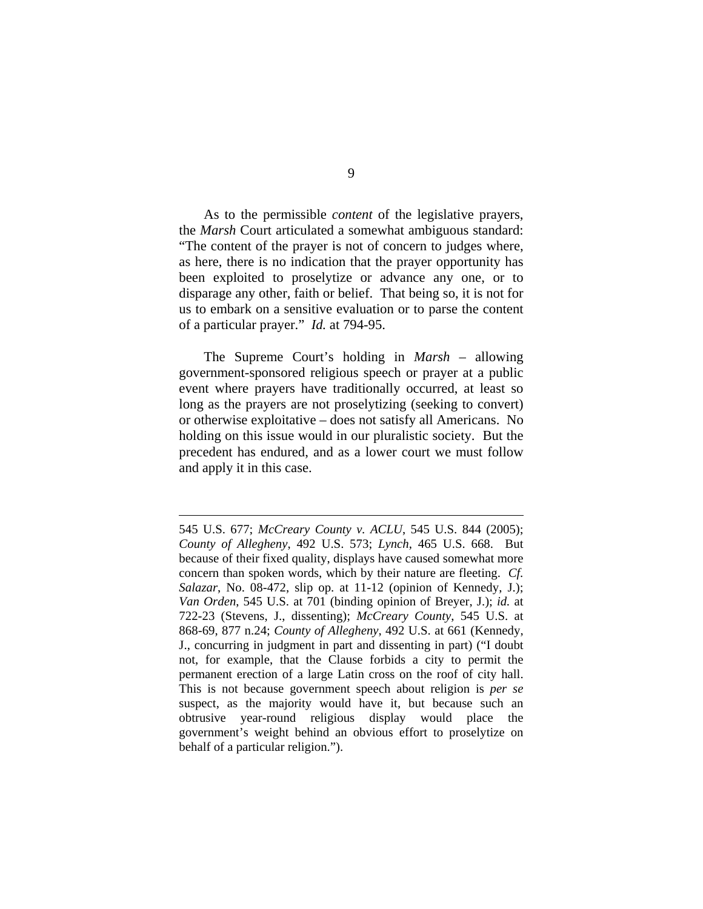As to the permissible *content* of the legislative prayers, the *Marsh* Court articulated a somewhat ambiguous standard: "The content of the prayer is not of concern to judges where, as here, there is no indication that the prayer opportunity has been exploited to proselytize or advance any one, or to disparage any other, faith or belief. That being so, it is not for us to embark on a sensitive evaluation or to parse the content of a particular prayer." *Id.* at 794-95.

The Supreme Court's holding in *Marsh* – allowing government-sponsored religious speech or prayer at a public event where prayers have traditionally occurred, at least so long as the prayers are not proselytizing (seeking to convert) or otherwise exploitative – does not satisfy all Americans. No holding on this issue would in our pluralistic society. But the precedent has endured, and as a lower court we must follow and apply it in this case.

---

545 U.S. 677; *McCreary County v. ACLU*, 545 U.S. 844 (2005); *County of Allegheny*, 492 U.S. 573; *Lynch*, 465 U.S. 668. But because of their fixed quality, displays have caused somewhat more concern than spoken words, which by their nature are fleeting. *Cf. Salazar*, No. 08-472, slip op. at 11-12 (opinion of Kennedy, J.); *Van Orden*, 545 U.S. at 701 (binding opinion of Breyer, J.); *id.* at 722-23 (Stevens, J., dissenting); *McCreary County*, 545 U.S. at 868-69, 877 n.24; *County of Allegheny*, 492 U.S. at 661 (Kennedy, J., concurring in judgment in part and dissenting in part) ("I doubt not, for example, that the Clause forbids a city to permit the permanent erection of a large Latin cross on the roof of city hall. This is not because government speech about religion is *per se* suspect, as the majority would have it, but because such an obtrusive year-round religious display would place the government's weight behind an obvious effort to proselytize on behalf of a particular religion.").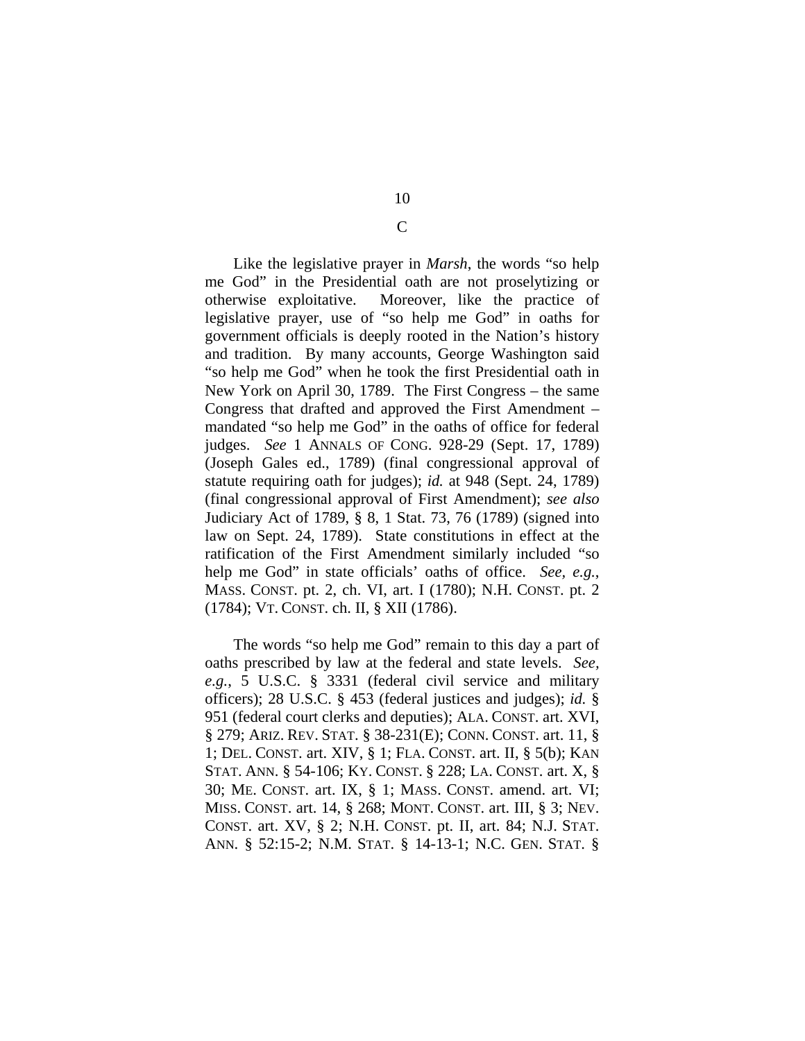## C

Like the legislative prayer in *Marsh*, the words "so help me God" in the Presidential oath are not proselytizing or otherwise exploitative. Moreover, like the practice of legislative prayer, use of "so help me God" in oaths for government officials is deeply rooted in the Nation's history and tradition. By many accounts, George Washington said "so help me God" when he took the first Presidential oath in New York on April 30, 1789. The First Congress – the same Congress that drafted and approved the First Amendment – mandated "so help me God" in the oaths of office for federal judges. *See* 1 ANNALS OF CONG. 928-29 (Sept. 17, 1789) (Joseph Gales ed., 1789) (final congressional approval of statute requiring oath for judges); *id.* at 948 (Sept. 24, 1789) (final congressional approval of First Amendment); *see also* Judiciary Act of 1789, § 8, 1 Stat. 73, 76 (1789) (signed into law on Sept. 24, 1789). State constitutions in effect at the ratification of the First Amendment similarly included "so help me God" in state officials' oaths of office. *See, e.g.*, MASS. CONST. pt. 2, ch. VI, art. I (1780); N.H. CONST. pt. 2 (1784); VT. CONST. ch. II, § XII (1786).

The words "so help me God" remain to this day a part of oaths prescribed by law at the federal and state levels. *See, e.g.*, 5 U.S.C. § 3331 (federal civil service and military officers); 28 U.S.C. § 453 (federal justices and judges); *id.* § 951 (federal court clerks and deputies); ALA. CONST. art. XVI, § 279; ARIZ. REV. STAT. § 38-231(E); CONN. CONST. art. 11, § 1; DEL. CONST. art. XIV, § 1; FLA. CONST. art. II, § 5(b); KAN STAT. ANN. § 54-106; KY. CONST. § 228; LA. CONST. art. X, § 30; ME. CONST. art. IX, § 1; MASS. CONST. amend. art. VI; MISS. CONST. art. 14, § 268; MONT. CONST. art. III, § 3; NEV. CONST. art. XV, § 2; N.H. CONST. pt. II, art. 84; N.J. STAT. ANN. § 52:15-2; N.M. STAT. § 14-13-1; N.C. GEN. STAT. §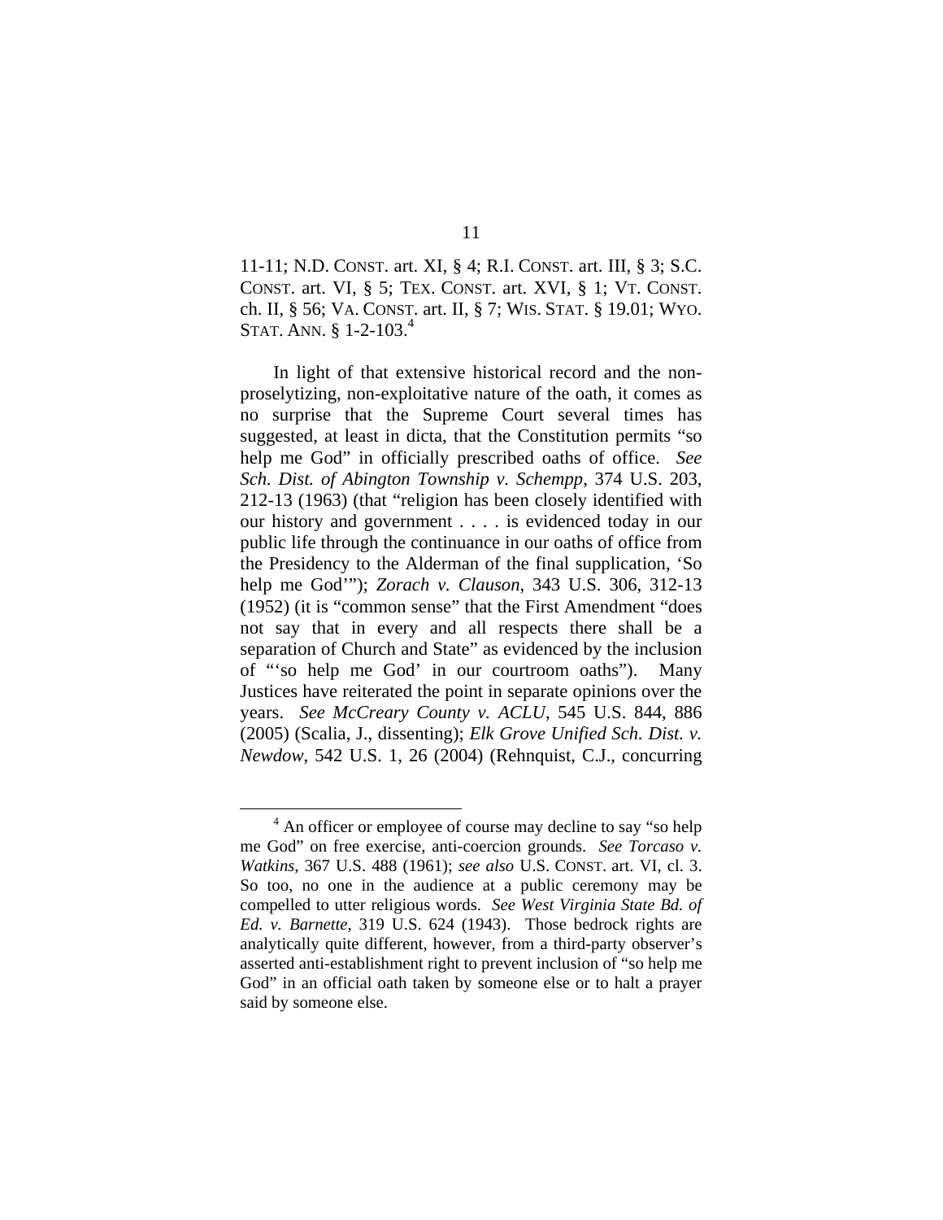11-11; N.D. CONST. art. XI, § 4; R.I. CONST. art. III, § 3; S.C. CONST. art. VI, § 5; TEX. CONST. art. XVI, § 1; VT. CONST. ch. II, § 56; VA. CONST. art. II, § 7; WIS. STAT. § 19.01; WYO. STAT. ANN. § 1-2-103.[4]

In light of that extensive historical record and the non-proselytizing, non-exploitative nature of the oath, it comes as no surprise that the Supreme Court several times has suggested, at least in dicta, that the Constitution permits "so help me God" in officially prescribed oaths of office. *See Sch. Dist. of Abington Township v. Schempp*, 374 U.S. 203, 212-13 (1963) (that "religion has been closely identified with our history and government . . . . is evidenced today in our public life through the continuance in our oaths of office from the Presidency to the Alderman of the final supplication, 'So help me God'"); *Zorach v. Clauson*, 343 U.S. 306, 312-13 (1952) (it is "common sense" that the First Amendment "does not say that in every and all respects there shall be a separation of Church and State" as evidenced by the inclusion of "'so help me God' in our courtroom oaths"). Many Justices have reiterated the point in separate opinions over the years. *See McCreary County v. ACLU*, 545 U.S. 844, 886 (2005) (Scalia, J., dissenting); *Elk Grove Unified Sch. Dist. v. Newdow*, 542 U.S. 1, 26 (2004) (Rehnquist, C.J., concurring

[4] An officer or employee of course may decline to say "so help me God" on free exercise, anti-coercion grounds. *See Torcaso v. Watkins*, 367 U.S. 488 (1961); *see also* U.S. CONST. art. VI, cl. 3. So too, no one in the audience at a public ceremony may be compelled to utter religious words. *See West Virginia State Bd. of Ed. v. Barnette*, 319 U.S. 624 (1943). Those bedrock rights are analytically quite different, however, from a third-party observer's asserted anti-establishment right to prevent inclusion of "so help me God" in an official oath taken by someone else or to halt a prayer said by someone else.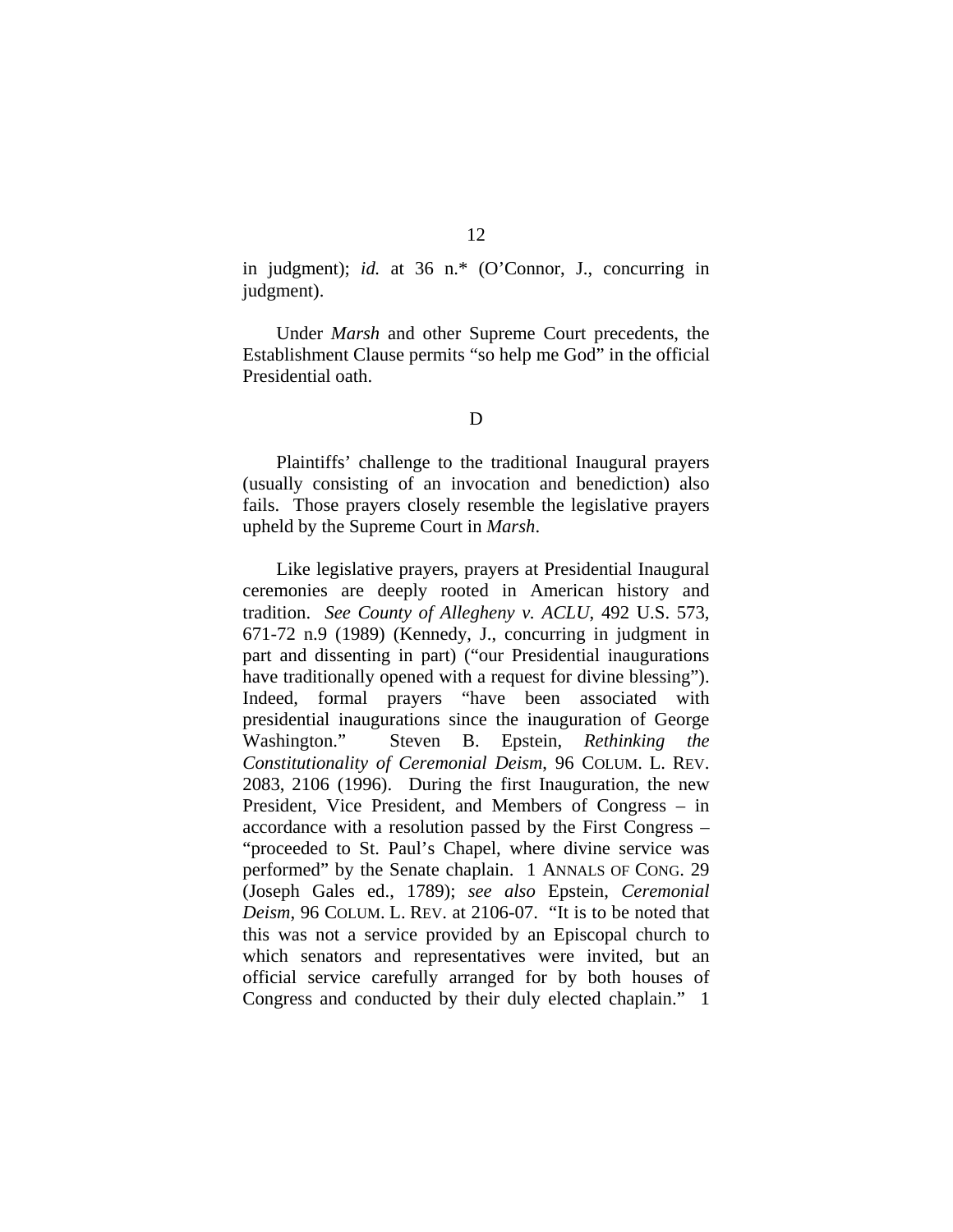in judgment); *id.* at 36 n.* (O'Connor, J., concurring in judgment).

Under *Marsh* and other Supreme Court precedents, the Establishment Clause permits "so help me God" in the official Presidential oath.

D

Plaintiffs' challenge to the traditional Inaugural prayers (usually consisting of an invocation and benediction) also fails. Those prayers closely resemble the legislative prayers upheld by the Supreme Court in *Marsh*.

Like legislative prayers, prayers at Presidential Inaugural ceremonies are deeply rooted in American history and tradition. *See County of Allegheny v. ACLU*, 492 U.S. 573, 671-72 n.9 (1989) (Kennedy, J., concurring in judgment in part and dissenting in part) ("our Presidential inaugurations have traditionally opened with a request for divine blessing"). Indeed, formal prayers "have been associated with presidential inaugurations since the inauguration of George Washington." Steven B. Epstein, *Rethinking the Constitutionality of Ceremonial Deism*, 96 COLUM. L. REV. 2083, 2106 (1996). During the first Inauguration, the new President, Vice President, and Members of Congress – in accordance with a resolution passed by the First Congress – "proceeded to St. Paul's Chapel, where divine service was performed" by the Senate chaplain. 1 ANNALS OF CONG. 29 (Joseph Gales ed., 1789); *see also* Epstein, *Ceremonial Deism*, 96 COLUM. L. REV. at 2106-07. "It is to be noted that this was not a service provided by an Episcopal church to which senators and representatives were invited, but an official service carefully arranged for by both houses of Congress and conducted by their duly elected chaplain." 1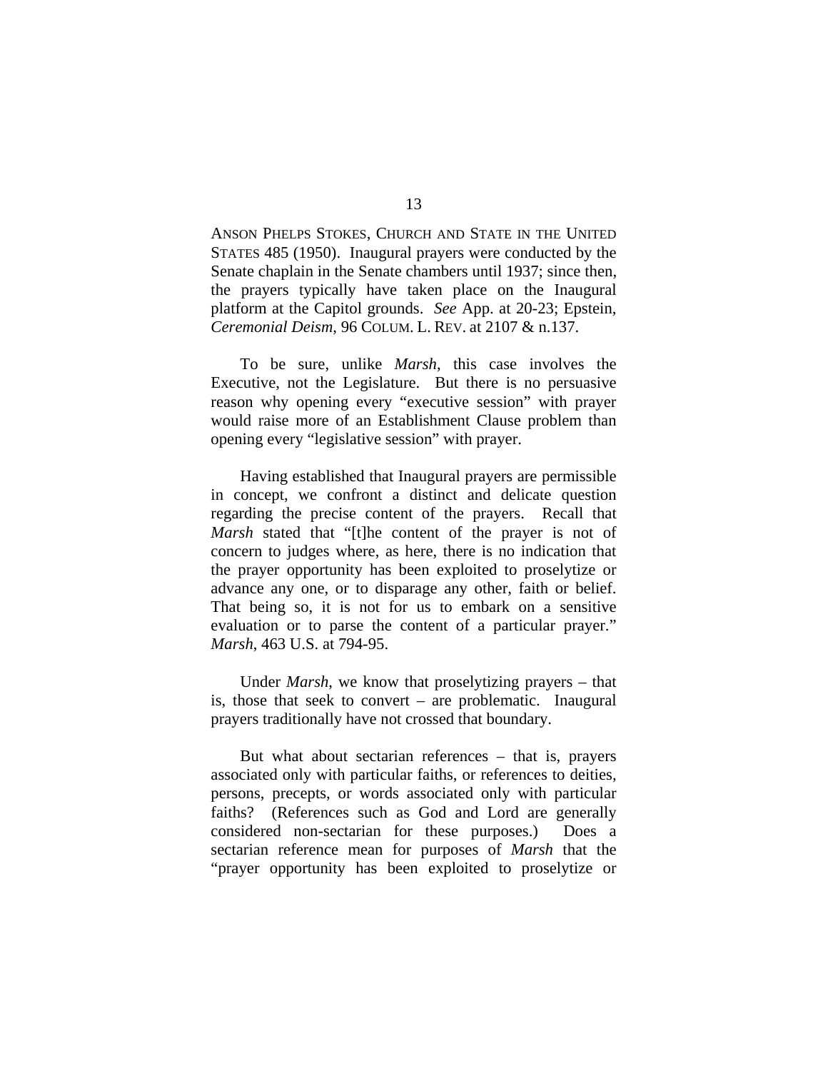ANSON PHELPS STOKES, CHURCH AND STATE IN THE UNITED STATES 485 (1950). Inaugural prayers were conducted by the Senate chaplain in the Senate chambers until 1937; since then, the prayers typically have taken place on the Inaugural platform at the Capitol grounds. *See* App. at 20-23; Epstein, *Ceremonial Deism*, 96 COLUM. L. REV. at 2107 & n.137.

To be sure, unlike *Marsh*, this case involves the Executive, not the Legislature. But there is no persuasive reason why opening every "executive session" with prayer would raise more of an Establishment Clause problem than opening every "legislative session" with prayer.

Having established that Inaugural prayers are permissible in concept, we confront a distinct and delicate question regarding the precise content of the prayers. Recall that *Marsh* stated that "[t]he content of the prayer is not of concern to judges where, as here, there is no indication that the prayer opportunity has been exploited to proselytize or advance any one, or to disparage any other, faith or belief. That being so, it is not for us to embark on a sensitive evaluation or to parse the content of a particular prayer." *Marsh*, 463 U.S. at 794-95.

Under *Marsh*, we know that proselytizing prayers – that is, those that seek to convert – are problematic. Inaugural prayers traditionally have not crossed that boundary.

But what about sectarian references – that is, prayers associated only with particular faiths, or references to deities, persons, precepts, or words associated only with particular faiths? (References such as God and Lord are generally considered non-sectarian for these purposes.) Does a sectarian reference mean for purposes of *Marsh* that the "prayer opportunity has been exploited to proselytize or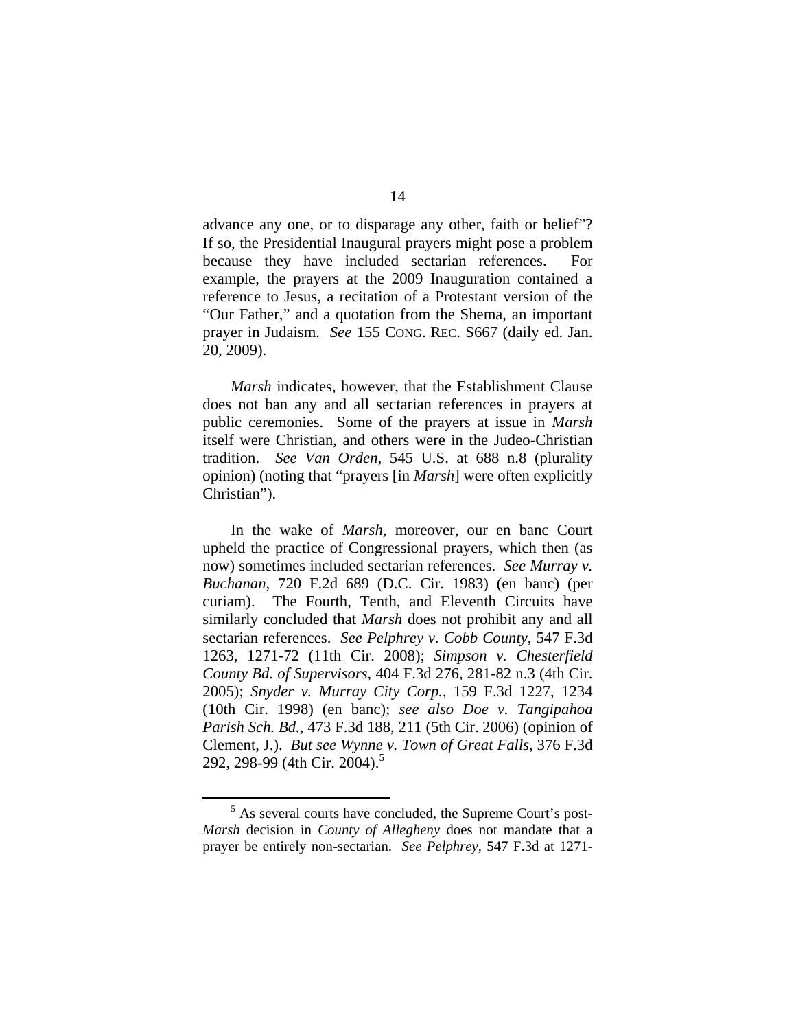advance any one, or to disparage any other, faith or belief"? If so, the Presidential Inaugural prayers might pose a problem because they have included sectarian references. For example, the prayers at the 2009 Inauguration contained a reference to Jesus, a recitation of a Protestant version of the "Our Father," and a quotation from the Shema, an important prayer in Judaism. *See* 155 CONG. REC. S667 (daily ed. Jan. 20, 2009).

*Marsh* indicates, however, that the Establishment Clause does not ban any and all sectarian references in prayers at public ceremonies. Some of the prayers at issue in *Marsh* itself were Christian, and others were in the Judeo-Christian tradition. *See Van Orden*, 545 U.S. at 688 n.8 (plurality opinion) (noting that "prayers [in *Marsh*] were often explicitly Christian").

In the wake of *Marsh*, moreover, our en banc Court upheld the practice of Congressional prayers, which then (as now) sometimes included sectarian references. *See Murray v. Buchanan*, 720 F.2d 689 (D.C. Cir. 1983) (en banc) (per curiam). The Fourth, Tenth, and Eleventh Circuits have similarly concluded that *Marsh* does not prohibit any and all sectarian references. *See Pelphrey v. Cobb County*, 547 F.3d 1263, 1271-72 (11th Cir. 2008); *Simpson v. Chesterfield County Bd. of Supervisors*, 404 F.3d 276, 281-82 n.3 (4th Cir. 2005); *Snyder v. Murray City Corp.*, 159 F.3d 1227, 1234 (10th Cir. 1998) (en banc); *see also Doe v. Tangipahoa Parish Sch. Bd.*, 473 F.3d 188, 211 (5th Cir. 2006) (opinion of Clement, J.). *But see Wynne v. Town of Great Falls*, 376 F.3d 292, 298-99 (4th Cir. 2004).[5]

[5] As several courts have concluded, the Supreme Court's post-*Marsh* decision in *County of Allegheny* does not mandate that a prayer be entirely non-sectarian. *See Pelphrey*, 547 F.3d at 1271-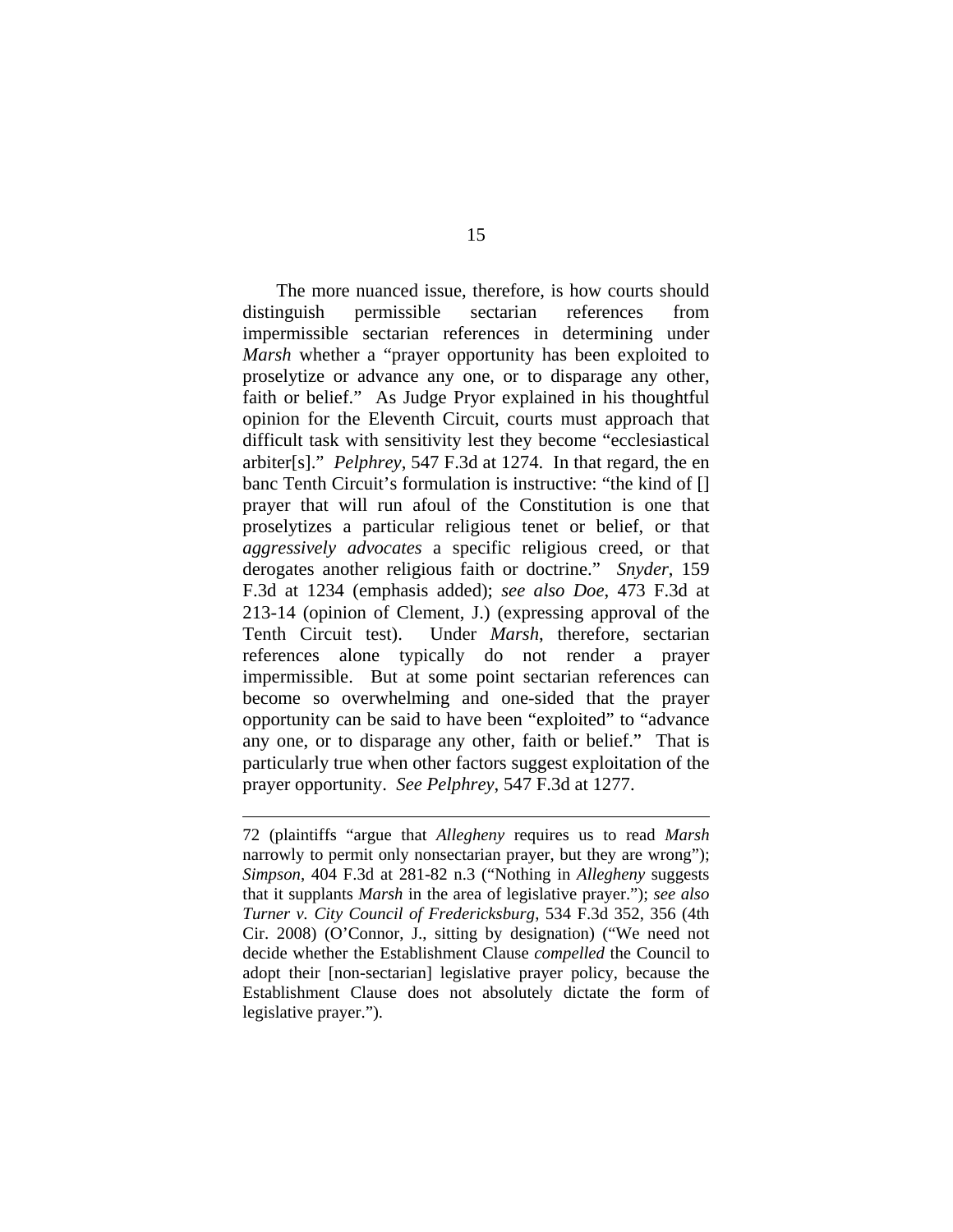The more nuanced issue, therefore, is how courts should distinguish permissible sectarian references from impermissible sectarian references in determining under *Marsh* whether a "prayer opportunity has been exploited to proselytize or advance any one, or to disparage any other, faith or belief." As Judge Pryor explained in his thoughtful opinion for the Eleventh Circuit, courts must approach that difficult task with sensitivity lest they become "ecclesiastical arbiter[s]." *Pelphrey*, 547 F.3d at 1274. In that regard, the en banc Tenth Circuit's formulation is instructive: "the kind of [] prayer that will run afoul of the Constitution is one that proselytizes a particular religious tenet or belief, or that *aggressively advocates* a specific religious creed, or that derogates another religious faith or doctrine." *Snyder*, 159 F.3d at 1234 (emphasis added); *see also Doe*, 473 F.3d at 213-14 (opinion of Clement, J.) (expressing approval of the Tenth Circuit test). Under *Marsh*, therefore, sectarian references alone typically do not render a prayer impermissible. But at some point sectarian references can become so overwhelming and one-sided that the prayer opportunity can be said to have been "exploited" to "advance any one, or to disparage any other, faith or belief." That is particularly true when other factors suggest exploitation of the prayer opportunity. *See Pelphrey*, 547 F.3d at 1277.

---

72 (plaintiffs "argue that *Allegheny* requires us to read *Marsh* narrowly to permit only nonsectarian prayer, but they are wrong"); *Simpson*, 404 F.3d at 281-82 n.3 ("Nothing in *Allegheny* suggests that it supplants *Marsh* in the area of legislative prayer."); *see also Turner v. City Council of Fredericksburg*, 534 F.3d 352, 356 (4th Cir. 2008) (O'Connor, J., sitting by designation) ("We need not decide whether the Establishment Clause *compelled* the Council to adopt their [non-sectarian] legislative prayer policy, because the Establishment Clause does not absolutely dictate the form of legislative prayer.").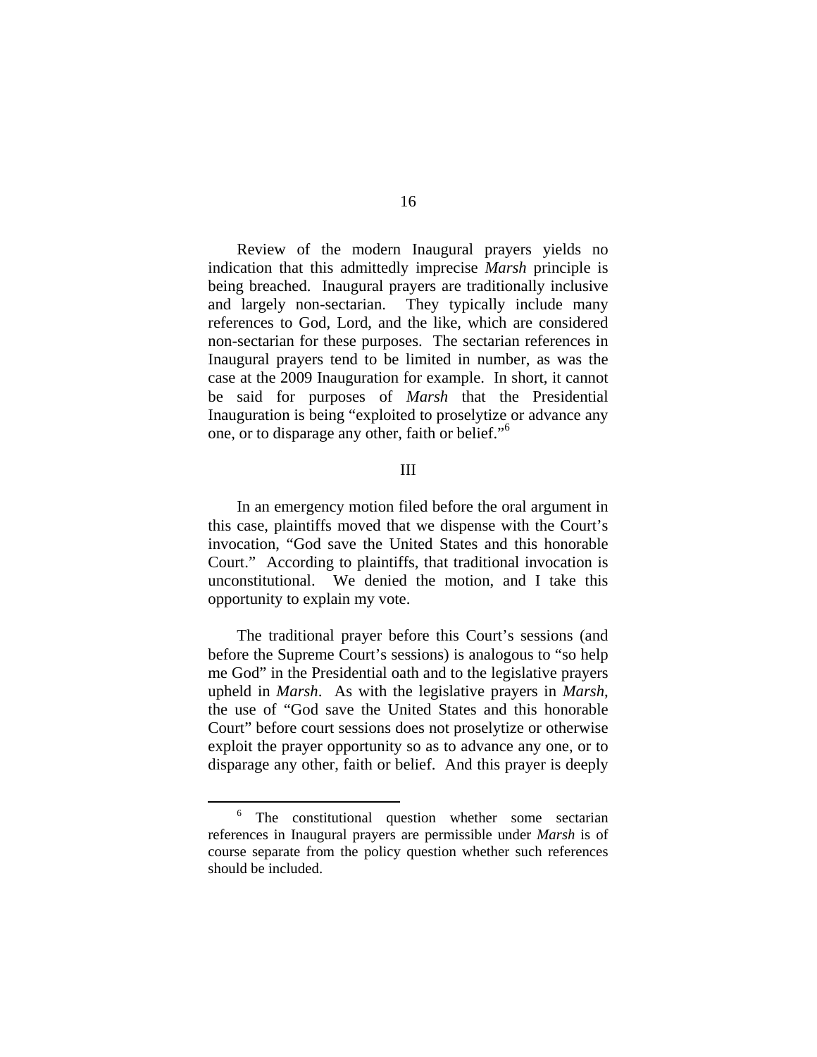Review of the modern Inaugural prayers yields no indication that this admittedly imprecise *Marsh* principle is being breached. Inaugural prayers are traditionally inclusive and largely non-sectarian. They typically include many references to God, Lord, and the like, which are considered non-sectarian for these purposes. The sectarian references in Inaugural prayers tend to be limited in number, as was the case at the 2009 Inauguration for example. In short, it cannot be said for purposes of *Marsh* that the Presidential Inauguration is being "exploited to proselytize or advance any one, or to disparage any other, faith or belief."[6]

III

In an emergency motion filed before the oral argument in this case, plaintiffs moved that we dispense with the Court's invocation, "God save the United States and this honorable Court." According to plaintiffs, that traditional invocation is unconstitutional. We denied the motion, and I take this opportunity to explain my vote.

The traditional prayer before this Court's sessions (and before the Supreme Court's sessions) is analogous to "so help me God" in the Presidential oath and to the legislative prayers upheld in *Marsh*. As with the legislative prayers in *Marsh*, the use of "God save the United States and this honorable Court" before court sessions does not proselytize or otherwise exploit the prayer opportunity so as to advance any one, or to disparage any other, faith or belief. And this prayer is deeply

---

[6] The constitutional question whether some sectarian references in Inaugural prayers are permissible under *Marsh* is of course separate from the policy question whether such references should be included.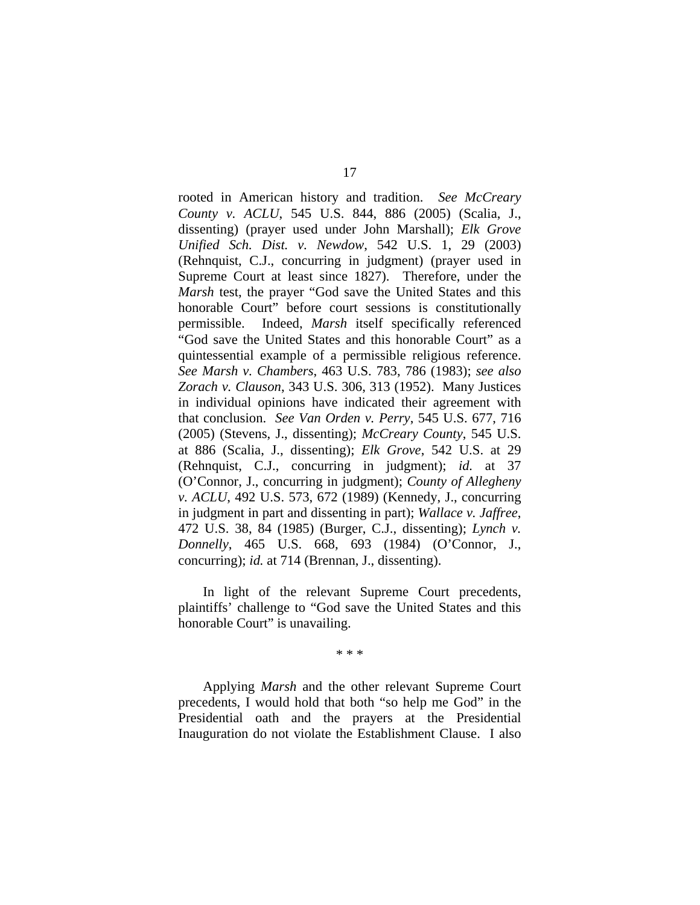rooted in American history and tradition. *See McCreary County v. ACLU*, 545 U.S. 844, 886 (2005) (Scalia, J., dissenting) (prayer used under John Marshall); *Elk Grove Unified Sch. Dist. v. Newdow*, 542 U.S. 1, 29 (2003) (Rehnquist, C.J., concurring in judgment) (prayer used in Supreme Court at least since 1827). Therefore, under the *Marsh* test, the prayer "God save the United States and this honorable Court" before court sessions is constitutionally permissible. Indeed, *Marsh* itself specifically referenced "God save the United States and this honorable Court" as a quintessential example of a permissible religious reference. *See Marsh v. Chambers*, 463 U.S. 783, 786 (1983); *see also Zorach v. Clauson*, 343 U.S. 306, 313 (1952). Many Justices in individual opinions have indicated their agreement with that conclusion. *See Van Orden v. Perry*, 545 U.S. 677, 716 (2005) (Stevens, J., dissenting); *McCreary County*, 545 U.S. at 886 (Scalia, J., dissenting); *Elk Grove*, 542 U.S. at 29 (Rehnquist, C.J., concurring in judgment); *id.* at 37 (O'Connor, J., concurring in judgment); *County of Allegheny v. ACLU*, 492 U.S. 573, 672 (1989) (Kennedy, J., concurring in judgment in part and dissenting in part); *Wallace v. Jaffree*, 472 U.S. 38, 84 (1985) (Burger, C.J., dissenting); *Lynch v. Donnelly*, 465 U.S. 668, 693 (1984) (O'Connor, J., concurring); *id.* at 714 (Brennan, J., dissenting).

In light of the relevant Supreme Court precedents, plaintiffs' challenge to "God save the United States and this honorable Court" is unavailing.

\* \* \*

Applying *Marsh* and the other relevant Supreme Court precedents, I would hold that both "so help me God" in the Presidential oath and the prayers at the Presidential Inauguration do not violate the Establishment Clause. I also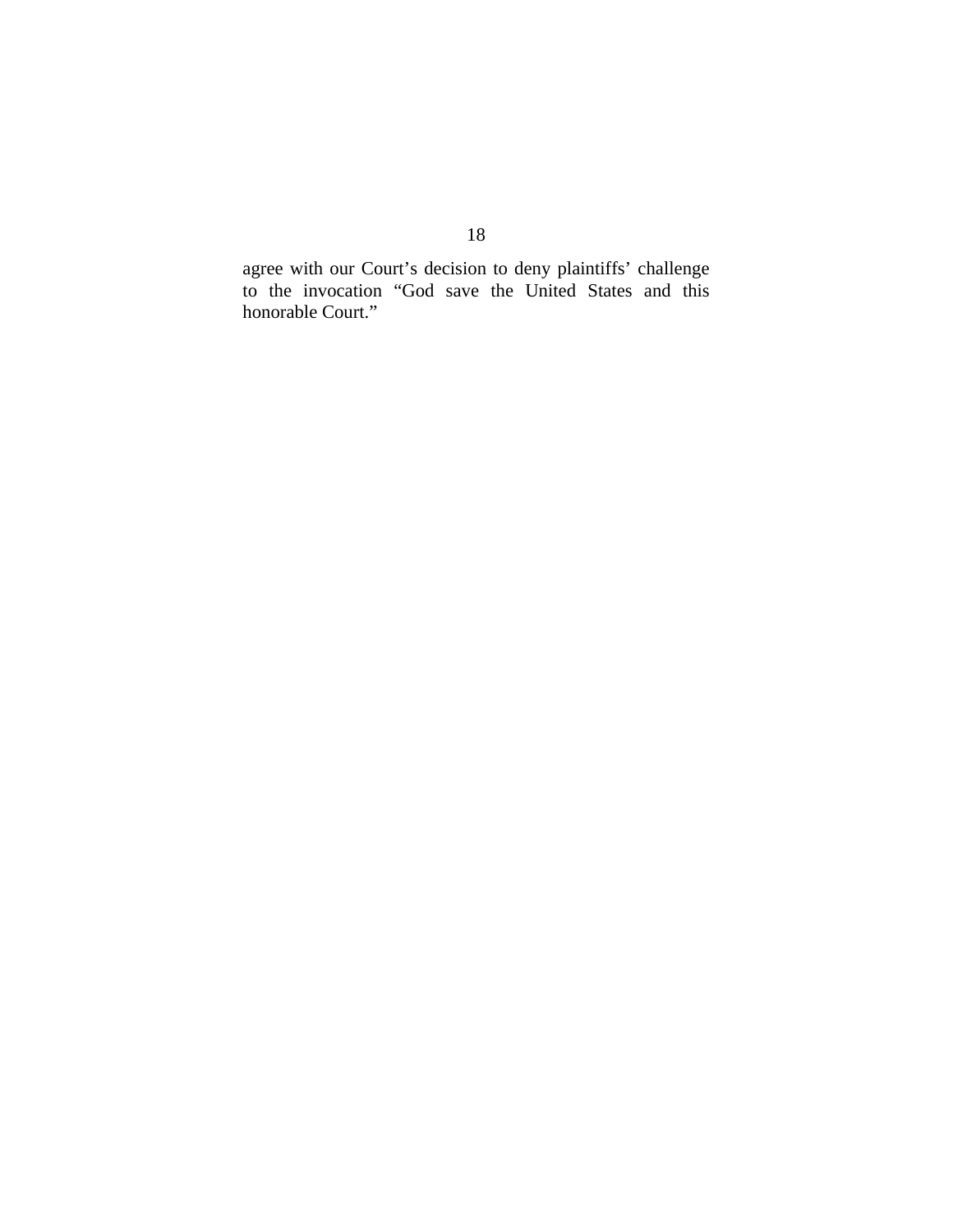agree with our Court's decision to deny plaintiffs' challenge to the invocation "God save the United States and this honorable Court."